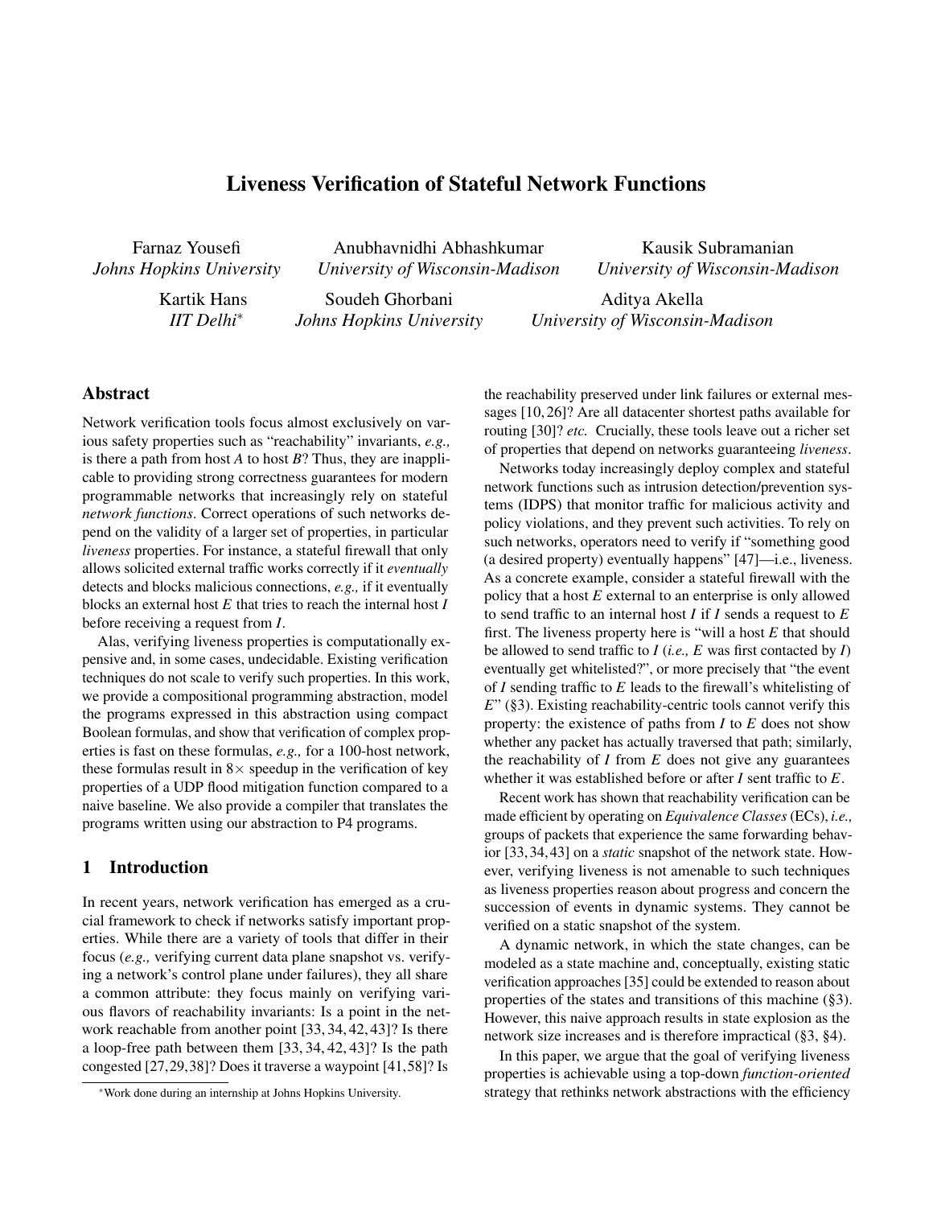# Liveness Verification of Stateful Network Functions

Farnaz Yousefi
*Johns Hopkins University*

Anubhavnidhi Abhashkumar
*University of Wisconsin-Madison*

Kausik Subramanian
*University of Wisconsin-Madison*

Kartik Hans
*IIT Delhi*[*]

Soudeh Ghorbani
*Johns Hopkins University*

Aditya Akella
*University of Wisconsin-Madison*

## Abstract

Network verification tools focus almost exclusively on various safety properties such as "reachability" invariants, *e.g.,* is there a path from host *A* to host *B*? Thus, they are inapplicable to providing strong correctness guarantees for modern programmable networks that increasingly rely on stateful *network functions*. Correct operations of such networks depend on the validity of a larger set of properties, in particular *liveness* properties. For instance, a stateful firewall that only allows solicited external traffic works correctly if it *eventually* detects and blocks malicious connections, *e.g.,* if it eventually blocks an external host *E* that tries to reach the internal host *I* before receiving a request from *I*.

Alas, verifying liveness properties is computationally expensive and, in some cases, undecidable. Existing verification techniques do not scale to verify such properties. In this work, we provide a compositional programming abstraction, model the programs expressed in this abstraction using compact Boolean formulas, and show that verification of complex properties is fast on these formulas, *e.g.,* for a 100-host network, these formulas result in 8× speedup in the verification of key properties of a UDP flood mitigation function compared to a naive baseline. We also provide a compiler that translates the programs written using our abstraction to P4 programs.

## 1 Introduction

In recent years, network verification has emerged as a crucial framework to check if networks satisfy important properties. While there are a variety of tools that differ in their focus (*e.g.,* verifying current data plane snapshot vs. verifying a network's control plane under failures), they all share a common attribute: they focus mainly on verifying various flavors of reachability invariants: Is a point in the network reachable from another point [33, 34, 42, 43]? Is there a loop-free path between them [33, 34, 42, 43]? Is the path congested [27, 29, 38]? Does it traverse a waypoint [41, 58]? Is the reachability preserved under link failures or external messages [10, 26]? Are all datacenter shortest paths available for routing [30]? *etc.* Crucially, these tools leave out a richer set of properties that depend on networks guaranteeing *liveness*.

Networks today increasingly deploy complex and stateful network functions such as intrusion detection/prevention systems (IDPS) that monitor traffic for malicious activity and policy violations, and they prevent such activities. To rely on such networks, operators need to verify if "something good (a desired property) eventually happens" [47]—i.e., liveness. As a concrete example, consider a stateful firewall with the policy that a host *E* external to an enterprise is only allowed to send traffic to an internal host *I* if *I* sends a request to *E* first. The liveness property here is "will a host *E* that should be allowed to send traffic to *I* (*i.e., E* was first contacted by *I*) eventually get whitelisted?", or more precisely that "the event of *I* sending traffic to *E* leads to the firewall's whitelisting of *E*" (§3). Existing reachability-centric tools cannot verify this property: the existence of paths from *I* to *E* does not show whether any packet has actually traversed that path; similarly, the reachability of *I* from *E* does not give any guarantees whether it was established before or after *I* sent traffic to *E*.

Recent work has shown that reachability verification can be made efficient by operating on *Equivalence Classes* (ECs), *i.e.,* groups of packets that experience the same forwarding behavior [33, 34, 43] on a *static* snapshot of the network state. However, verifying liveness is not amenable to such techniques as liveness properties reason about progress and concern the succession of events in dynamic systems. They cannot be verified on a static snapshot of the system.

A dynamic network, in which the state changes, can be modeled as a state machine and, conceptually, existing static verification approaches [35] could be extended to reason about properties of the states and transitions of this machine (§3). However, this naive approach results in state explosion as the network size increases and is therefore impractical (§3, §4).

In this paper, we argue that the goal of verifying liveness properties is achievable using a top-down *function-oriented* strategy that rethinks network abstractions with the efficiency

[*]Work done during an internship at Johns Hopkins University.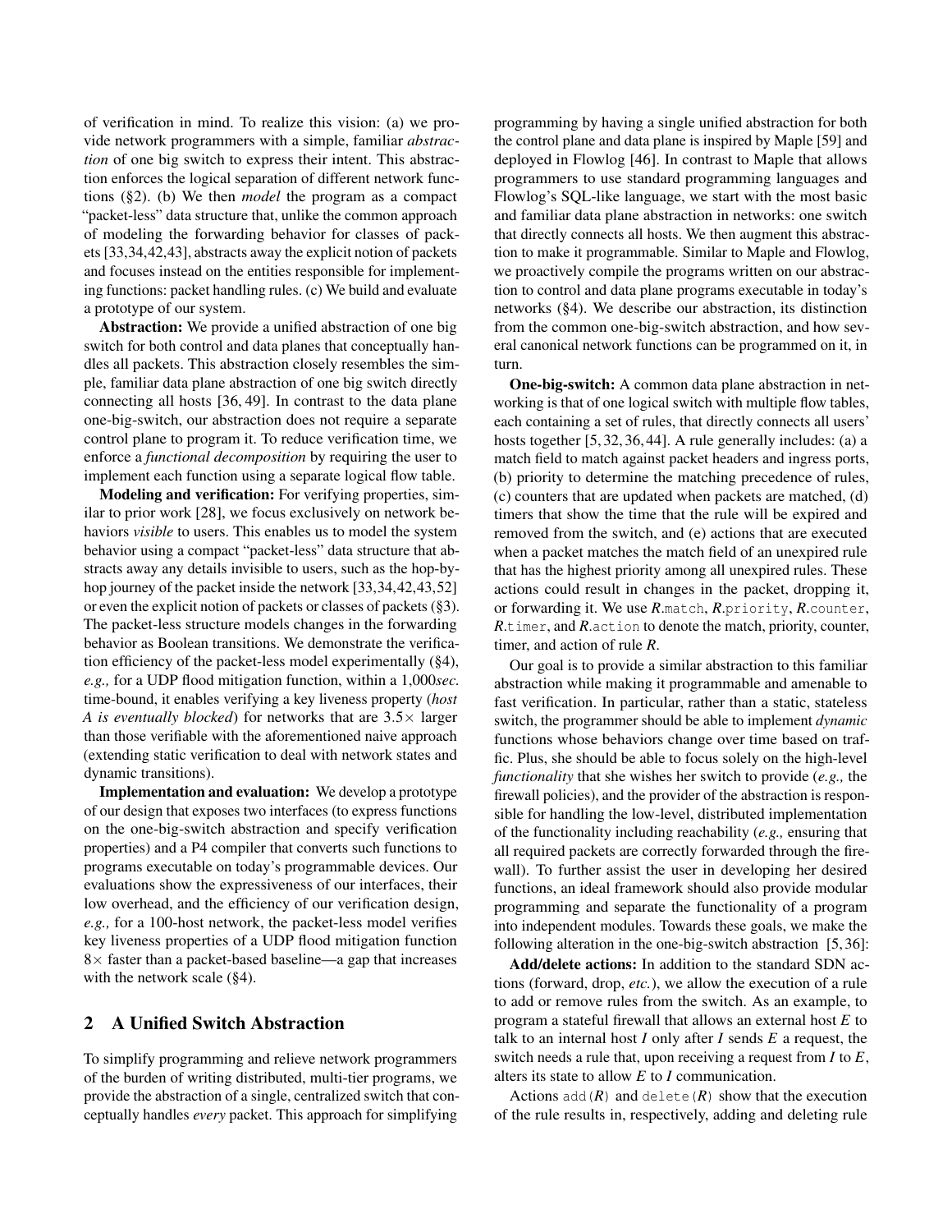of verification in mind. To realize this vision: (a) we provide network programmers with a simple, familiar *abstraction* of one big switch to express their intent. This abstraction enforces the logical separation of different network functions (§2). (b) We then *model* the program as a compact "packet-less" data structure that, unlike the common approach of modeling the forwarding behavior for classes of packets [33,34,42,43], abstracts away the explicit notion of packets and focuses instead on the entities responsible for implementing functions: packet handling rules. (c) We build and evaluate a prototype of our system.

**Abstraction:** We provide a unified abstraction of one big switch for both control and data planes that conceptually handles all packets. This abstraction closely resembles the simple, familiar data plane abstraction of one big switch directly connecting all hosts [36, 49]. In contrast to the data plane one-big-switch, our abstraction does not require a separate control plane to program it. To reduce verification time, we enforce a *functional decomposition* by requiring the user to implement each function using a separate logical flow table.

**Modeling and verification:** For verifying properties, similar to prior work [28], we focus exclusively on network behaviors *visible* to users. This enables us to model the system behavior using a compact "packet-less" data structure that abstracts away any details invisible to users, such as the hop-by-hop journey of the packet inside the network [33,34,42,43,52] or even the explicit notion of packets or classes of packets (§3). The packet-less structure models changes in the forwarding behavior as Boolean transitions. We demonstrate the verification efficiency of the packet-less model experimentally (§4), *e.g.,* for a UDP flood mitigation function, within a 1,000*sec.* time-bound, it enables verifying a key liveness property (*host A is eventually blocked*) for networks that are 3.5× larger than those verifiable with the aforementioned naive approach (extending static verification to deal with network states and dynamic transitions).

**Implementation and evaluation:** We develop a prototype of our design that exposes two interfaces (to express functions on the one-big-switch abstraction and specify verification properties) and a P4 compiler that converts such functions to programs executable on today's programmable devices. Our evaluations show the expressiveness of our interfaces, their low overhead, and the efficiency of our verification design, *e.g.,* for a 100-host network, the packet-less model verifies key liveness properties of a UDP flood mitigation function 8× faster than a packet-based baseline—a gap that increases with the network scale (§4).

## 2 A Unified Switch Abstraction

To simplify programming and relieve network programmers of the burden of writing distributed, multi-tier programs, we provide the abstraction of a single, centralized switch that conceptually handles *every* packet. This approach for simplifying programming by having a single unified abstraction for both the control plane and data plane is inspired by Maple [59] and deployed in Flowlog [46]. In contrast to Maple that allows programmers to use standard programming languages and Flowlog's SQL-like language, we start with the most basic and familiar data plane abstraction in networks: one switch that directly connects all hosts. We then augment this abstraction to make it programmable. Similar to Maple and Flowlog, we proactively compile the programs written on our abstraction to control and data plane programs executable in today's networks (§4). We describe our abstraction, its distinction from the common one-big-switch abstraction, and how several canonical network functions can be programmed on it, in turn.

**One-big-switch:** A common data plane abstraction in networking is that of one logical switch with multiple flow tables, each containing a set of rules, that directly connects all users' hosts together [5, 32, 36, 44]. A rule generally includes: (a) a match field to match against packet headers and ingress ports, (b) priority to determine the matching precedence of rules, (c) counters that are updated when packets are matched, (d) timers that show the time that the rule will be expired and removed from the switch, and (e) actions that are executed when a packet matches the match field of an unexpired rule that has the highest priority among all unexpired rules. These actions could result in changes in the packet, dropping it, or forwarding it. We use *R*.`match`, *R*.`priority`, *R*.`counter`, *R*.`timer`, and *R*.`action` to denote the match, priority, counter, timer, and action of rule *R*.

Our goal is to provide a similar abstraction to this familiar abstraction while making it programmable and amenable to fast verification. In particular, rather than a static, stateless switch, the programmer should be able to implement *dynamic* functions whose behaviors change over time based on traffic. Plus, she should be able to focus solely on the high-level *functionality* that she wishes her switch to provide (*e.g.,* the firewall policies), and the provider of the abstraction is responsible for handling the low-level, distributed implementation of the functionality including reachability (*e.g.,* ensuring that all required packets are correctly forwarded through the firewall). To further assist the user in developing her desired functions, an ideal framework should also provide modular programming and separate the functionality of a program into independent modules. Towards these goals, we make the following alteration in the one-big-switch abstraction [5, 36]:

**Add/delete actions:** In addition to the standard SDN actions (forward, drop, *etc.*), we allow the execution of a rule to add or remove rules from the switch. As an example, to program a stateful firewall that allows an external host *E* to talk to an internal host *I* only after *I* sends *E* a request, the switch needs a rule that, upon receiving a request from *I* to *E*, alters its state to allow *E* to *I* communication.

Actions `add(`*R*`)` and `delete(`*R*`)` show that the execution of the rule results in, respectively, adding and deleting rule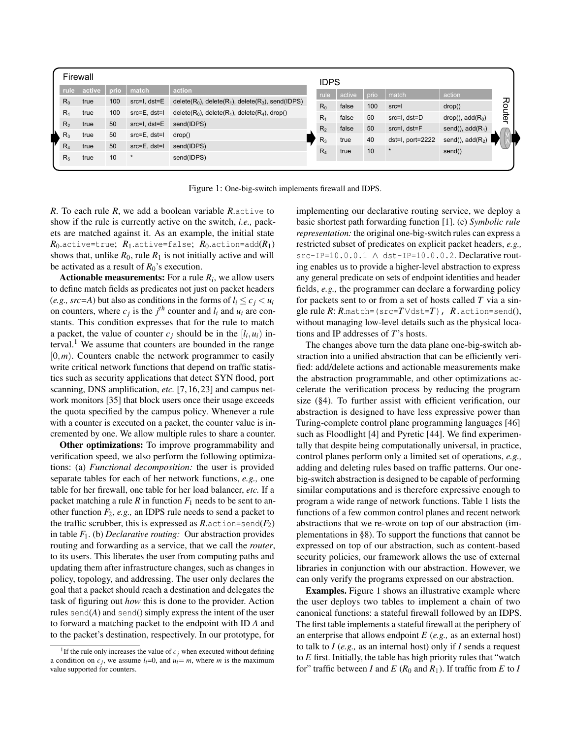**Firewall**

| rule | active | prio | match | action |
|---|---|---|---|---|
| $R_0$ | true | 100 | src=I, dst=E | delete($R_0$), delete($R_1$), delete($R_3$), send(IDPS) |
| $R_1$ | true | 100 | src=E, dst=I | delete($R_0$), delete($R_1$), delete($R_4$), drop() |
| $R_2$ | true | 50 | src=I, dst=E | send(IDPS) |
| $R_3$ | true | 50 | src=E, dst=I | drop() |
| $R_4$ | true | 50 | src=E, dst=I | send(IDPS) |
| $R_5$ | true | 10 | * | send(IDPS) |

**IDPS**

| rule | active | prio | match | action |
|---|---|---|---|---|
| $R_0$ | false | 100 | src=I | drop() |
| $R_1$ | false | 50 | src=I, dst=D | drop(), add($R_0$) |
| $R_2$ | false | 50 | src=I, dst=F | send(), add($R_1$) |
| $R_3$ | true | 40 | dst=I, port=2222 | send(), add($R_2$) |
| $R_4$ | true | 10 | * | send() |

Router

Figure 1: One-big-switch implements firewall and IDPS.

$R$. To each rule $R$, we add a boolean variable $R$.`active` to show if the rule is currently active on the switch, *i.e.,* packets are matched against it. As an example, the initial state $R_0$.`active=true`; $R_1$.`active=false`; $R_0$.`action=add`($R_1$) shows that, unlike $R_0$, rule $R_1$ is not initially active and will be activated as a result of $R_0$'s execution.

**Actionable measurements:** For a rule $R_i$, we allow users to define match fields as predicates not just on packet headers (*e.g., src=A*) but also as conditions in the forms of $l_i \leq c_j < u_i$ on counters, where $c_j$ is the $j^{th}$ counter and $l_i$ and $u_i$ are constants. This condition expresses that for the rule to match a packet, the value of counter $c_j$ should be in the $[l_i, u_i)$ interval.[1] We assume that counters are bounded in the range $[0, m)$. Counters enable the network programmer to easily write critical network functions that depend on traffic statistics such as security applications that detect SYN flood, port scanning, DNS amplification, *etc.* [7, 16, 23] and campus network monitors [35] that block users once their usage exceeds the quota specified by the campus policy. Whenever a rule with a counter is executed on a packet, the counter value is incremented by one. We allow multiple rules to share a counter.

**Other optimizations:** To improve programmability and verification speed, we also perform the following optimizations: (a) *Functional decomposition:* the user is provided separate tables for each of her network functions, *e.g.,* one table for her firewall, one table for her load balancer, *etc.* If a packet matching a rule $R$ in function $F_1$ needs to be sent to another function $F_2$, *e.g.,* an IDPS rule needs to send a packet to the traffic scrubber, this is expressed as $R$.`action=send`($F_2$) in table $F_1$. (b) *Declarative routing:* Our abstraction provides routing and forwarding as a service, that we call the *router*, to its users. This liberates the user from computing paths and updating them after infrastructure changes, such as changes in policy, topology, and addressing. The user only declares the goal that a packet should reach a destination and delegates the task of figuring out *how* this is done to the provider. Action rules `send`($A$) and `send`() simply express the intent of the user to forward a matching packet to the endpoint with ID $A$ and to the packet's destination, respectively. In our prototype, for implementing our declarative routing service, we deploy a basic shortest path forwarding function [1]. (c) *Symbolic rule representation:* the original one-big-switch rules can express a restricted subset of predicates on explicit packet headers, *e.g.,* `src-IP=10.0.0.1` $\wedge$ `dst-IP=10.0.0.2`. Declarative routing enables us to provide a higher-level abstraction to express any general predicate on sets of endpoint identities and header fields, *e.g.,* the programmer can declare a forwarding policy for packets sent to or from a set of hosts called $T$ via a single rule $R$: $R$.`match=(src=`$T$$\vee$`dst=`$T$`)`, $R$.`action=send()`, without managing low-level details such as the physical locations and IP addresses of $T$'s hosts.

The changes above turn the data plane one-big-switch abstraction into a unified abstraction that can be efficiently verified: add/delete actions and actionable measurements make the abstraction programmable, and other optimizations accelerate the verification process by reducing the program size (§4). To further assist with efficient verification, our abstraction is designed to have less expressive power than Turing-complete control plane programming languages [46] such as Floodlight [4] and Pyretic [44]. We find experimentally that despite being computationally universal, in practice, control planes perform only a limited set of operations, *e.g.,* adding and deleting rules based on traffic patterns. Our one-big-switch abstraction is designed to be capable of performing similar computations and is therefore expressive enough to program a wide range of network functions. Table 1 lists the functions of a few common control planes and recent network abstractions that we re-wrote on top of our abstraction (implementations in §8). To support the functions that cannot be expressed on top of our abstraction, such as content-based security policies, our framework allows the use of external libraries in conjunction with our abstraction. However, we can only verify the programs expressed on our abstraction.

**Examples.** Figure 1 shows an illustrative example where the user deploys two tables to implement a chain of two canonical functions: a stateful firewall followed by an IDPS. The first table implements a stateful firewall at the periphery of an enterprise that allows endpoint $E$ (*e.g.,* as an external host) to talk to $I$ (*e.g.,* as an internal host) only if $I$ sends a request to $E$ first. Initially, the table has high priority rules that "watch for" traffic between $I$ and $E$ ($R_0$ and $R_1$). If traffic from $E$ to $I$

[1] If the rule only increases the value of $c_j$ when executed without defining a condition on $c_j$, we assume $l_i$=0, and $u_i$= $m$, where $m$ is the maximum value supported for counters.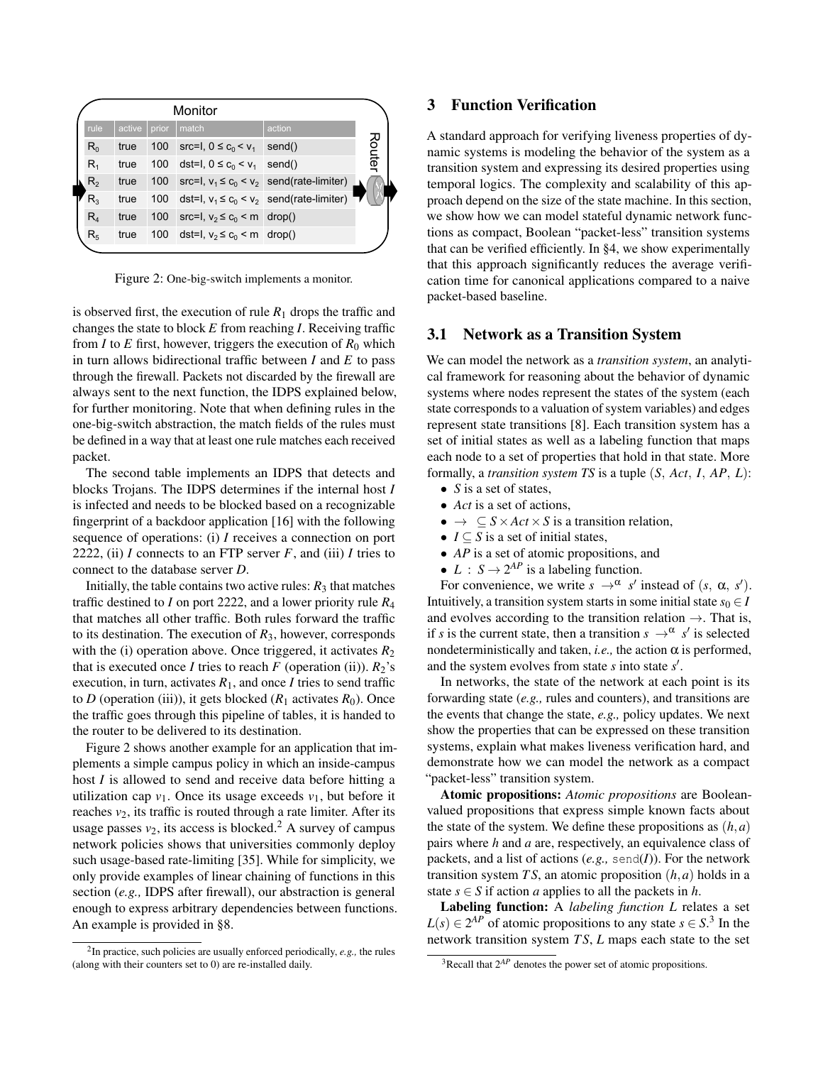Monitor

| rule | active | prior | match | action |
|---|---|---|---|---|
| $R_0$ | true | 100 | src=I, $0 \leq c_0 < v_1$ | send() |
| $R_1$ | true | 100 | dst=I, $0 \leq c_0 < v_1$ | send() |
| $R_2$ | true | 100 | src=I, $v_1 \leq c_0 < v_2$ | send(rate-limiter) |
| $R_3$ | true | 100 | dst=I, $v_1 \leq c_0 < v_2$ | send(rate-limiter) |
| $R_4$ | true | 100 | src=I, $v_2 \leq c_0 < m$ | drop() |
| $R_5$ | true | 100 | dst=I, $v_2 \leq c_0 < m$ | drop() |

Router

Figure 2: One-big-switch implements a monitor.

is observed first, the execution of rule $R_1$ drops the traffic and changes the state to block $E$ from reaching $I$. Receiving traffic from $I$ to $E$ first, however, triggers the execution of $R_0$ which in turn allows bidirectional traffic between $I$ and $E$ to pass through the firewall. Packets not discarded by the firewall are always sent to the next function, the IDPS explained below, for further monitoring. Note that when defining rules in the one-big-switch abstraction, the match fields of the rules must be defined in a way that at least one rule matches each received packet.

The second table implements an IDPS that detects and blocks Trojans. The IDPS determines if the internal host $I$ is infected and needs to be blocked based on a recognizable fingerprint of a backdoor application [16] with the following sequence of operations: (i) $I$ receives a connection on port 2222, (ii) $I$ connects to an FTP server $F$, and (iii) $I$ tries to connect to the database server $D$.

Initially, the table contains two active rules: $R_3$ that matches traffic destined to $I$ on port 2222, and a lower priority rule $R_4$ that matches all other traffic. Both rules forward the traffic to its destination. The execution of $R_3$, however, corresponds with the (i) operation above. Once triggered, it activates $R_2$ that is executed once $I$ tries to reach $F$ (operation (ii)). $R_2$'s execution, in turn, activates $R_1$, and once $I$ tries to send traffic to $D$ (operation (iii)), it gets blocked ($R_1$ activates $R_0$). Once the traffic goes through this pipeline of tables, it is handed to the router to be delivered to its destination.

Figure 2 shows another example for an application that implements a simple campus policy in which an inside-campus host $I$ is allowed to send and receive data before hitting a utilization cap $v_1$. Once its usage exceeds $v_1$, but before it reaches $v_2$, its traffic is routed through a rate limiter. After its usage passes $v_2$, its access is blocked.[2] A survey of campus network policies shows that universities commonly deploy such usage-based rate-limiting [35]. While for simplicity, we only provide examples of linear chaining of functions in this section (*e.g.,* IDPS after firewall), our abstraction is general enough to express arbitrary dependencies between functions. An example is provided in §8.

[2] In practice, such policies are usually enforced periodically, *e.g.,* the rules (along with their counters set to 0) are re-installed daily.

## 3 Function Verification

A standard approach for verifying liveness properties of dynamic systems is modeling the behavior of the system as a transition system and expressing its desired properties using temporal logics. The complexity and scalability of this approach depend on the size of the state machine. In this section, we show how we can model stateful dynamic network functions as compact, Boolean "packet-less" transition systems that can be verified efficiently. In §4, we show experimentally that this approach significantly reduces the average verification time for canonical applications compared to a naive packet-based baseline.

### 3.1 Network as a Transition System

We can model the network as a *transition system*, an analytical framework for reasoning about the behavior of dynamic systems where nodes represent the states of the system (each state corresponds to a valuation of system variables) and edges represent state transitions [8]. Each transition system has a set of initial states as well as a labeling function that maps each node to a set of properties that hold in that state. More formally, a *transition system TS* is a tuple ($S$, $Act$, $I$, $AP$, $L$):

- $S$ is a set of states,
- $Act$ is a set of actions,
- $\rightarrow \;\subseteq S \times Act \times S$ is a transition relation,
- $I \subseteq S$ is a set of initial states,
- $AP$ is a set of atomic propositions, and
- $L : S \rightarrow 2^{AP}$ is a labeling function.

For convenience, we write $s \rightarrow^{\alpha} s'$ instead of $(s,\ \alpha,\ s')$. Intuitively, a transition system starts in some initial state $s_0 \in I$ and evolves according to the transition relation $\rightarrow$. That is, if $s$ is the current state, then a transition $s \rightarrow^{\alpha} s'$ is selected nondeterministically and taken, *i.e.,* the action $\alpha$ is performed, and the system evolves from state $s$ into state $s'$.

In networks, the state of the network at each point is its forwarding state (*e.g.,* rules and counters), and transitions are the events that change the state, *e.g.,* policy updates. We next show the properties that can be expressed on these transition systems, explain what makes liveness verification hard, and demonstrate how we can model the network as a compact "packet-less" transition system.

**Atomic propositions:** *Atomic propositions* are Boolean-valued propositions that express simple known facts about the state of the system. We define these propositions as $(h, a)$ pairs where $h$ and $a$ are, respectively, an equivalence class of packets, and a list of actions (*e.g.,* `send(I)`). For the network transition system $TS$, an atomic proposition $(h, a)$ holds in a state $s \in S$ if action $a$ applies to all the packets in $h$.

**Labeling function:** A *labeling function* $L$ relates a set $L(s) \in 2^{AP}$ of atomic propositions to any state $s \in S$.[3] In the network transition system $TS$, $L$ maps each state to the set

[3] Recall that $2^{AP}$ denotes the power set of atomic propositions.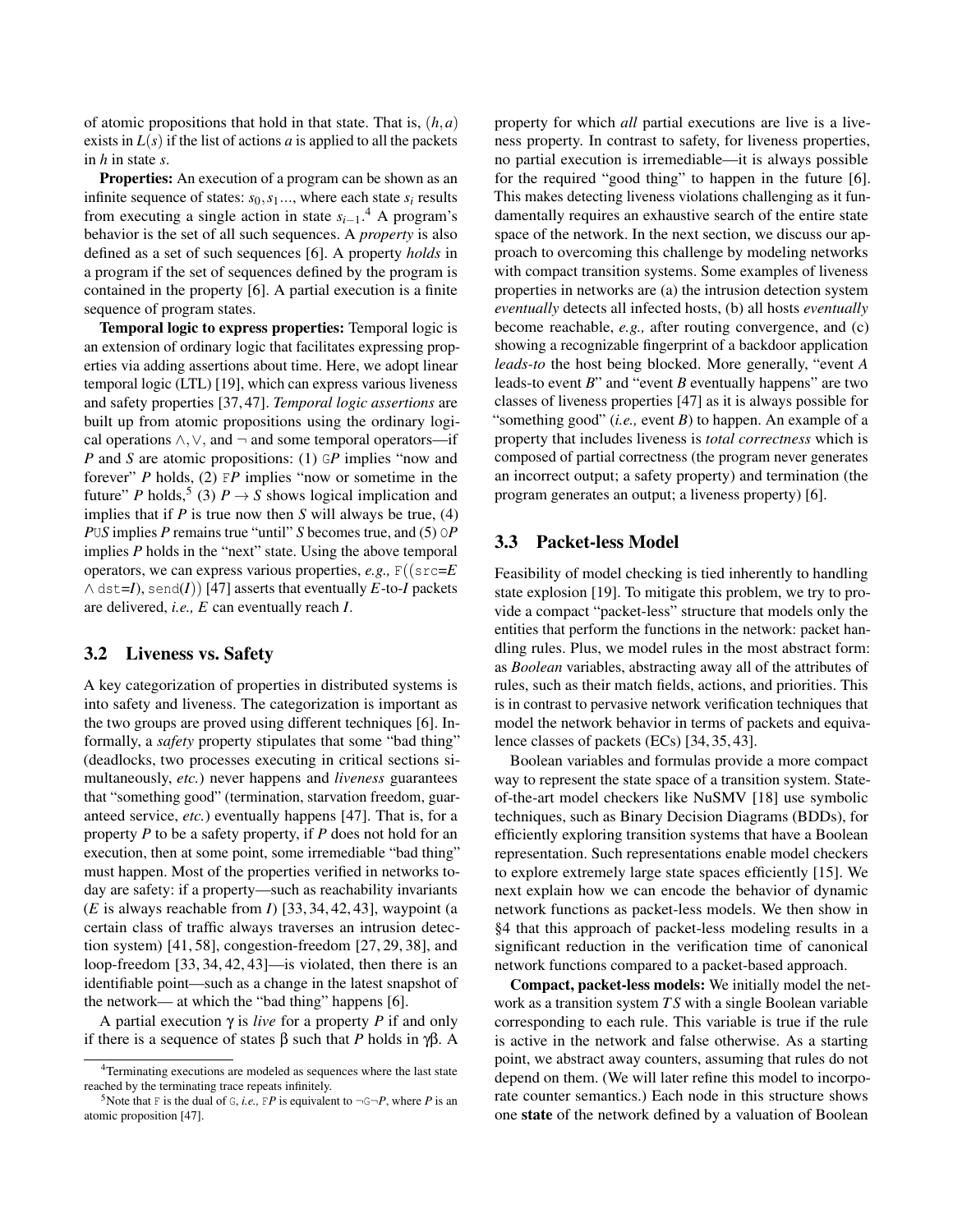of atomic propositions that hold in that state. That is, $(h,a)$ exists in $L(s)$ if the list of actions $a$ is applied to all the packets in $h$ in state $s$.

**Properties:** An execution of a program can be shown as an infinite sequence of states: $s_0, s_1 \ldots$, where each state $s_i$ results from executing a single action in state $s_{i-1}$.[4] A program's behavior is the set of all such sequences. A *property* is also defined as a set of such sequences [6]. A property *holds* in a program if the set of sequences defined by the program is contained in the property [6]. A partial execution is a finite sequence of program states.

**Temporal logic to express properties:** Temporal logic is an extension of ordinary logic that facilitates expressing properties via adding assertions about time. Here, we adopt linear temporal logic (LTL) [19], which can express various liveness and safety properties [37, 47]. *Temporal logic assertions* are built up from atomic propositions using the ordinary logical operations $\wedge, \vee$, and $\neg$ and some temporal operators—if $P$ and $S$ are atomic propositions: (1) $\texttt{G}P$ implies "now and forever" $P$ holds, (2) $\texttt{F}P$ implies "now or sometime in the future" $P$ holds,[5] (3) $P \rightarrow S$ shows logical implication and implies that if $P$ is true now then $S$ will always be true, (4) $P\texttt{U}S$ implies $P$ remains true "until" $S$ becomes true, and (5) $\texttt{O}P$ implies $P$ holds in the "next" state. Using the above temporal operators, we can express various properties, *e.g.,* $\texttt{F}((\texttt{src}{=}E \wedge \texttt{dst}{=}I), \texttt{send}(I))$ [47] asserts that eventually $E$-to-$I$ packets are delivered, *i.e.,* $E$ can eventually reach $I$.

### 3.2 Liveness vs. Safety

A key categorization of properties in distributed systems is into safety and liveness. The categorization is important as the two groups are proved using different techniques [6]. Informally, a *safety* property stipulates that some "bad thing" (deadlocks, two processes executing in critical sections simultaneously, *etc.*) never happens and *liveness* guarantees that "something good" (termination, starvation freedom, guaranteed service, *etc.*) eventually happens [47]. That is, for a property $P$ to be a safety property, if $P$ does not hold for an execution, then at some point, some irremediable "bad thing" must happen. Most of the properties verified in networks today are safety: if a property—such as reachability invariants ($E$ is always reachable from $I$) [33, 34, 42, 43], waypoint (a certain class of traffic always traverses an intrusion detection system) [41, 58], congestion-freedom [27, 29, 38], and loop-freedom [33, 34, 42, 43]—is violated, then there is an identifiable point—such as a change in the latest snapshot of the network— at which the "bad thing" happens [6].

A partial execution $\gamma$ is *live* for a property $P$ if and only if there is a sequence of states $\beta$ such that $P$ holds in $\gamma\beta$. A property for which *all* partial executions are live is a liveness property. In contrast to safety, for liveness properties, no partial execution is irremediable—it is always possible for the required "good thing" to happen in the future [6]. This makes detecting liveness violations challenging as it fundamentally requires an exhaustive search of the entire state space of the network. In the next section, we discuss our approach to overcoming this challenge by modeling networks with compact transition systems. Some examples of liveness properties in networks are (a) the intrusion detection system *eventually* detects all infected hosts, (b) all hosts *eventually* become reachable, *e.g.,* after routing convergence, and (c) showing a recognizable fingerprint of a backdoor application *leads-to* the host being blocked. More generally, "event $A$ leads-to event $B$" and "event $B$ eventually happens" are two classes of liveness properties [47] as it is always possible for "something good" (*i.e.,* event $B$) to happen. An example of a property that includes liveness is *total correctness* which is composed of partial correctness (the program never generates an incorrect output; a safety property) and termination (the program generates an output; a liveness property) [6].

### 3.3 Packet-less Model

Feasibility of model checking is tied inherently to handling state explosion [19]. To mitigate this problem, we try to provide a compact "packet-less" structure that models only the entities that perform the functions in the network: packet handling rules. Plus, we model rules in the most abstract form: as *Boolean* variables, abstracting away all of the attributes of rules, such as their match fields, actions, and priorities. This is in contrast to pervasive network verification techniques that model the network behavior in terms of packets and equivalence classes of packets (ECs) [34, 35, 43].

Boolean variables and formulas provide a more compact way to represent the state space of a transition system. State-of-the-art model checkers like NuSMV [18] use symbolic techniques, such as Binary Decision Diagrams (BDDs), for efficiently exploring transition systems that have a Boolean representation. Such representations enable model checkers to explore extremely large state spaces efficiently [15]. We next explain how we can encode the behavior of dynamic network functions as packet-less models. We then show in §4 that this approach of packet-less modeling results in a significant reduction in the verification time of canonical network functions compared to a packet-based approach.

**Compact, packet-less models:** We initially model the network as a transition system $TS$ with a single Boolean variable corresponding to each rule. This variable is true if the rule is active in the network and false otherwise. As a starting point, we abstract away counters, assuming that rules do not depend on them. (We will later refine this model to incorporate counter semantics.) Each node in this structure shows one **state** of the network defined by a valuation of Boolean

---

[4] Terminating executions are modeled as sequences where the last state reached by the terminating trace repeats infinitely.

[5] Note that F is the dual of G, *i.e.,* $\texttt{F}P$ is equivalent to $\neg\texttt{G}\neg P$, where $P$ is an atomic proposition [47].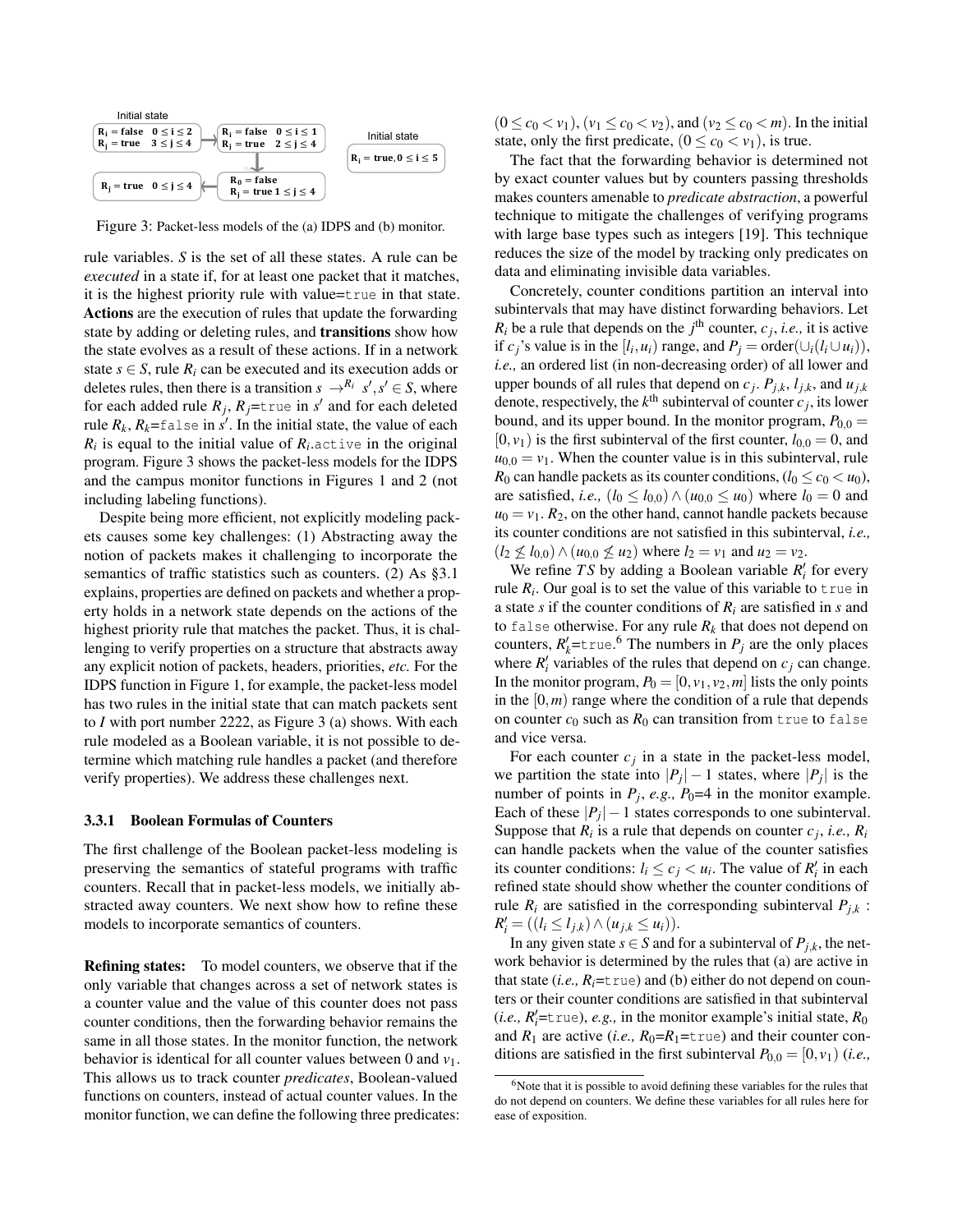Initial state

$R_i$ = false $0 \le i \le 2$
$R_j$ = true $3 \le j \le 4$

$R_i$ = false $0 \le i \le 1$
$R_j$ = true $2 \le j \le 4$

$R_0$ = false
$R_j$ = true $1 \le j \le 4$

$R_j$ = true $0 \le j \le 4$

Initial state

$R_i$ = true, $0 \le i \le 5$

Figure 3: Packet-less models of the (a) IDPS and (b) monitor.

rule variables. $S$ is the set of all these states. A rule can be *executed* in a state if, for at least one packet that it matches, it is the highest priority rule with value=true in that state. **Actions** are the execution of rules that update the forwarding state by adding or deleting rules, and **transitions** show how the state evolves as a result of these actions. If in a network state $s \in S$, rule $R_i$ can be executed and its execution adds or deletes rules, then there is a transition $s \rightarrow^{R_i} s', s' \in S$, where for each added rule $R_j$, $R_j$=true in $s'$ and for each deleted rule $R_k$, $R_k$=false in $s'$. In the initial state, the value of each $R_i$ is equal to the initial value of $R_i$.active in the original program. Figure 3 shows the packet-less models for the IDPS and the campus monitor functions in Figures 1 and 2 (not including labeling functions).

Despite being more efficient, not explicitly modeling packets causes some key challenges: (1) Abstracting away the notion of packets makes it challenging to incorporate the semantics of traffic statistics such as counters. (2) As §3.1 explains, properties are defined on packets and whether a property holds in a network state depends on the actions of the highest priority rule that matches the packet. Thus, it is challenging to verify properties on a structure that abstracts away any explicit notion of packets, headers, priorities, *etc.* For the IDPS function in Figure 1, for example, the packet-less model has two rules in the initial state that can match packets sent to $I$ with port number 2222, as Figure 3 (a) shows. With each rule modeled as a Boolean variable, it is not possible to determine which matching rule handles a packet (and therefore verify properties). We address these challenges next.

### 3.3.1 Boolean Formulas of Counters

The first challenge of the Boolean packet-less modeling is preserving the semantics of stateful programs with traffic counters. Recall that in packet-less models, we initially abstracted away counters. We next show how to refine these models to incorporate semantics of counters.

**Refining states:** To model counters, we observe that if the only variable that changes across a set of network states is a counter value and the value of this counter does not pass counter conditions, then the forwarding behavior remains the same in all those states. In the monitor function, the network behavior is identical for all counter values between 0 and $v_1$. This allows us to track counter *predicates*, Boolean-valued functions on counters, instead of actual counter values. In the monitor function, we can define the following three predicates: $(0 \le c_0 < v_1)$, $(v_1 \le c_0 < v_2)$, and $(v_2 \le c_0 < m)$. In the initial state, only the first predicate, $(0 \le c_0 < v_1)$, is true.

The fact that the forwarding behavior is determined not by exact counter values but by counters passing thresholds makes counters amenable to *predicate abstraction*, a powerful technique to mitigate the challenges of verifying programs with large base types such as integers [19]. This technique reduces the size of the model by tracking only predicates on data and eliminating invisible data variables.

Concretely, counter conditions partition an interval into subintervals that may have distinct forwarding behaviors. Let $R_i$ be a rule that depends on the $j^{\text{th}}$ counter, $c_j$, *i.e.,* it is active if $c_j$'s value is in the $[l_i, u_i)$ range, and $P_j = \text{order}(\cup_i(l_i \cup u_i))$, *i.e.,* an ordered list (in non-decreasing order) of all lower and upper bounds of all rules that depend on $c_j$. $P_{j,k}$, $l_{j,k}$, and $u_{j,k}$ denote, respectively, the $k^{\text{th}}$ subinterval of counter $c_j$, its lower bound, and its upper bound. In the monitor program, $P_{0,0} = [0, v_1)$ is the first subinterval of the first counter, $l_{0,0} = 0$, and $u_{0,0} = v_1$. When the counter value is in this subinterval, rule $R_0$ can handle packets as its counter conditions, $(l_0 \le c_0 < u_0)$, are satisfied, *i.e.,* $(l_0 \le l_{0,0}) \wedge (u_{0,0} \le u_0)$ where $l_0 = 0$ and $u_0 = v_1$. $R_2$, on the other hand, cannot handle packets because its counter conditions are not satisfied in this subinterval, *i.e.,* $(l_2 \not\le l_{0,0}) \wedge (u_{0,0} \not\le u_2)$ where $l_2 = v_1$ and $u_2 = v_2$.

We refine $TS$ by adding a Boolean variable $R_i'$ for every rule $R_i$. Our goal is to set the value of this variable to true in a state $s$ if the counter conditions of $R_i$ are satisfied in $s$ and to false otherwise. For any rule $R_k$ that does not depend on counters, $R_k'$=true.[6] The numbers in $P_j$ are the only places where $R_i'$ variables of the rules that depend on $c_j$ can change. In the monitor program, $P_0 = [0, v_1, v_2, m]$ lists the only points in the $[0, m)$ range where the condition of a rule that depends on counter $c_0$ such as $R_0$ can transition from true to false and vice versa.

For each counter $c_j$ in a state in the packet-less model, we partition the state into $|P_j| - 1$ states, where $|P_j|$ is the number of points in $P_j$, *e.g.,* $P_0$=4 in the monitor example. Each of these $|P_j| - 1$ states corresponds to one subinterval. Suppose that $R_i$ is a rule that depends on counter $c_j$, *i.e.,* $R_i$ can handle packets when the value of the counter satisfies its counter conditions: $l_i \le c_j < u_i$. The value of $R_i'$ in each refined state should show whether the counter conditions of rule $R_i$ are satisfied in the corresponding subinterval $P_{j,k}$ : $R_i' = ((l_i \le l_{j,k}) \wedge (u_{j,k} \le u_i))$.

In any given state $s \in S$ and for a subinterval of $P_{j,k}$, the network behavior is determined by the rules that (a) are active in that state (*i.e.,* $R_i$=true) and (b) either do not depend on counters or their counter conditions are satisfied in that subinterval (*i.e.,* $R_i'$=true), *e.g.,* in the monitor example's initial state, $R_0$ and $R_1$ are active (*i.e.,* $R_0$=$R_1$=true) and their counter conditions are satisfied in the first subinterval $P_{0,0} = [0, v_1)$ (*i.e.,*

[6]Note that it is possible to avoid defining these variables for the rules that do not depend on counters. We define these variables for all rules here for ease of exposition.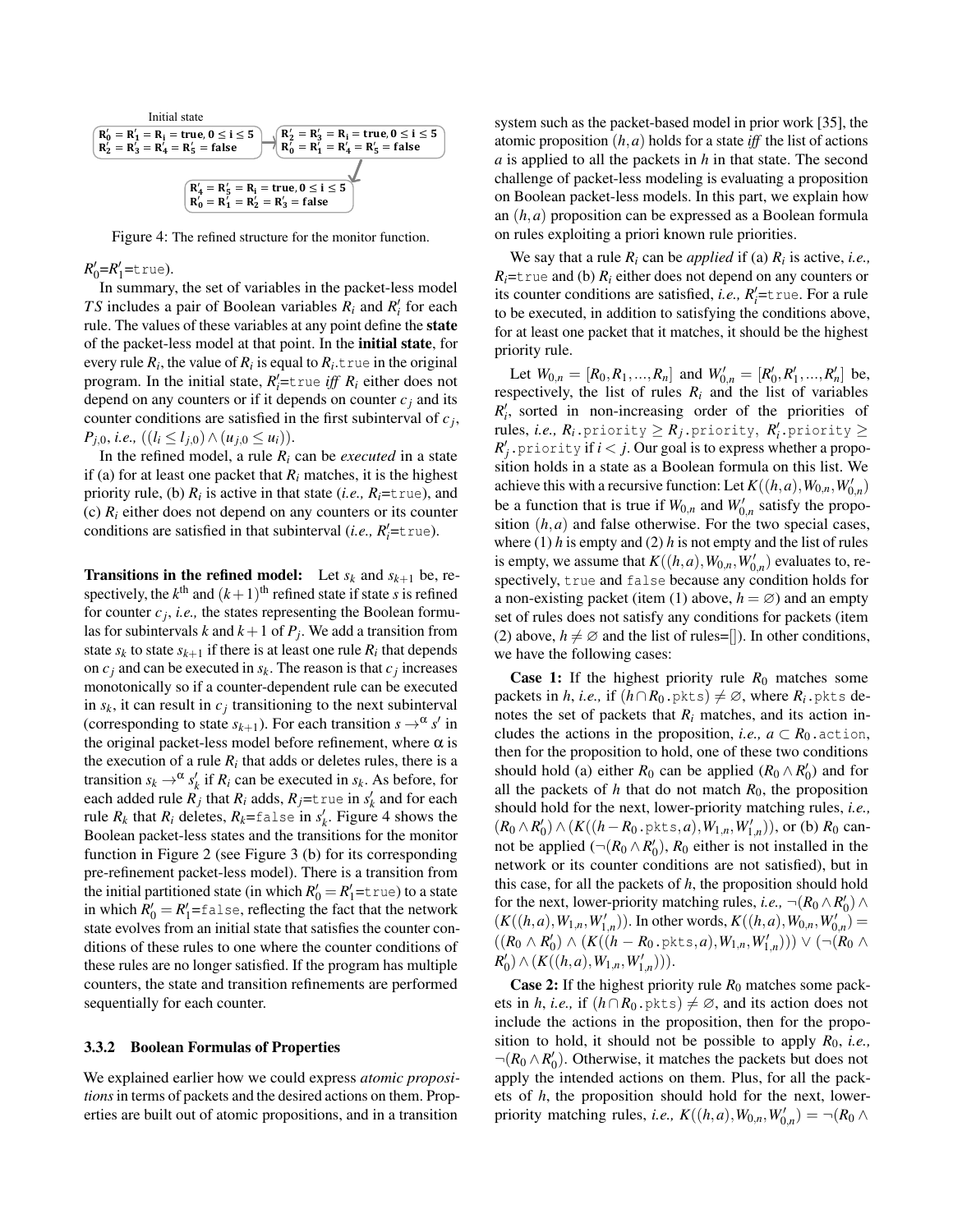Initial state

$R'_0 = R'_1 = R_i = \textbf{true}, 0 \le i \le 5$
$R'_2 = R'_3 = R'_4 = R'_5 = \textbf{false}$

$R'_2 = R'_3 = R_i = \textbf{true}, 0 \le i \le 5$
$R'_0 = R'_1 = R'_4 = R'_5 = \textbf{false}$

$R'_4 = R'_5 = R_i = \textbf{true}, 0 \le i \le 5$
$R'_0 = R'_1 = R'_2 = R'_3 = \textbf{false}$

Figure 4: The refined structure for the monitor function.

$R'_0$=$R'_1$=`true`).

In summary, the set of variables in the packet-less model $TS$ includes a pair of Boolean variables $R_i$ and $R'_i$ for each rule. The values of these variables at any point define the **state** of the packet-less model at that point. In the **initial state**, for every rule $R_i$, the value of $R_i$ is equal to $R_i$.`true` in the original program. In the initial state, $R'_i$=`true` *iff* $R_i$ either does not depend on any counters or if it depends on counter $c_j$ and its counter conditions are satisfied in the first subinterval of $c_j$, $P_{j,0}$, *i.e.,* $((l_i \le l_{j,0}) \wedge (u_{j,0} \le u_i))$.

In the refined model, a rule $R_i$ can be *executed* in a state if (a) for at least one packet that $R_i$ matches, it is the highest priority rule, (b) $R_i$ is active in that state (*i.e.,* $R_i$=`true`), and (c) $R_i$ either does not depend on any counters or its counter conditions are satisfied in that subinterval (*i.e.,* $R'_i$=`true`).

**Transitions in the refined model:** Let $s_k$ and $s_{k+1}$ be, respectively, the $k^{\text{th}}$ and $(k+1)^{\text{th}}$ refined state if state $s$ is refined for counter $c_j$, *i.e.,* the states representing the Boolean formulas for subintervals $k$ and $k+1$ of $P_j$. We add a transition from state $s_k$ to state $s_{k+1}$ if there is at least one rule $R_i$ that depends on $c_j$ and can be executed in $s_k$. The reason is that $c_j$ increases monotonically so if a counter-dependent rule can be executed in $s_k$, it can result in $c_j$ transitioning to the next subinterval (corresponding to state $s_{k+1}$). For each transition $s \to^{\alpha} s'$ in the original packet-less model before refinement, where $\alpha$ is the execution of a rule $R_i$ that adds or deletes rules, there is a transition $s_k \to^{\alpha} s'_k$ if $R_i$ can be executed in $s_k$. As before, for each added rule $R_j$ that $R_i$ adds, $R_j$=`true` in $s'_k$ and for each rule $R_k$ that $R_i$ deletes, $R_k$=`false` in $s'_k$. Figure 4 shows the Boolean packet-less states and the transitions for the monitor function in Figure 2 (see Figure 3 (b) for its corresponding pre-refinement packet-less model). There is a transition from the initial partitioned state (in which $R'_0 = R'_1$=`true`) to a state in which $R'_0 = R'_1$=`false`, reflecting the fact that the network state evolves from an initial state that satisfies the counter conditions of these rules to one where the counter conditions of these rules are no longer satisfied. If the program has multiple counters, the state and transition refinements are performed sequentially for each counter.

### 3.3.2 Boolean Formulas of Properties

We explained earlier how we could express *atomic propositions* in terms of packets and the desired actions on them. Properties are built out of atomic propositions, and in a transition system such as the packet-based model in prior work [35], the atomic proposition $(h,a)$ holds for a state *iff* the list of actions $a$ is applied to all the packets in $h$ in that state. The second challenge of packet-less modeling is evaluating a proposition on Boolean packet-less models. In this part, we explain how an $(h,a)$ proposition can be expressed as a Boolean formula on rules exploiting a priori known rule priorities.

We say that a rule $R_i$ can be *applied* if (a) $R_i$ is active, *i.e.,* $R_i$=`true` and (b) $R_i$ either does not depend on any counters or its counter conditions are satisfied, *i.e.,* $R'_i$=`true`. For a rule to be executed, in addition to satisfying the conditions above, for at least one packet that it matches, it should be the highest priority rule.

Let $W_{0,n} = [R_0, R_1, ..., R_n]$ and $W'_{0,n} = [R'_0, R'_1, ..., R'_n]$ be, respectively, the list of rules $R_i$ and the list of variables $R'_i$, sorted in non-increasing order of the priorities of rules, *i.e.,* $R_i$.`priority` $\ge R_j$.`priority`, $R'_i$.`priority` $\ge R'_j$.`priority` if $i < j$. Our goal is to express whether a proposition holds in a state as a Boolean formula on this list. We achieve this with a recursive function: Let $K((h,a), W_{0,n}, W'_{0,n})$ be a function that is true if $W_{0,n}$ and $W'_{0,n}$ satisfy the proposition $(h,a)$ and false otherwise. For the two special cases, where (1) $h$ is empty and (2) $h$ is not empty and the list of rules is empty, we assume that $K((h,a), W_{0,n}, W'_{0,n})$ evaluates to, respectively, `true` and `false` because any condition holds for a non-existing packet (item (1) above, $h = \varnothing$) and an empty set of rules does not satisfy any conditions for packets (item (2) above, $h \ne \varnothing$ and the list of rules=[]). In other conditions, we have the following cases:

**Case 1:** If the highest priority rule $R_0$ matches some packets in $h$, *i.e.,* if $(h \cap R_0.\texttt{pkts}) \ne \varnothing$, where $R_i.\texttt{pkts}$ denotes the set of packets that $R_i$ matches, and its action includes the actions in the proposition, *i.e.,* $a \subset R_0.\texttt{action}$, then for the proposition to hold, one of these two conditions should hold (a) either $R_0$ can be applied ($R_0 \wedge R'_0$) and for all the packets of $h$ that do not match $R_0$, the proposition should hold for the next, lower-priority matching rules, *i.e.,* $(R_0 \wedge R'_0) \wedge (K((h - R_0.\texttt{pkts}, a), W_{1,n}, W'_{1,n}))$, or (b) $R_0$ cannot be applied ($\neg(R_0 \wedge R'_0)$, $R_0$ either is not installed in the network or its counter conditions are not satisfied), but in this case, for all the packets of $h$, the proposition should hold for the next, lower-priority matching rules, *i.e.,* $\neg(R_0 \wedge R'_0) \wedge (K((h,a), W_{1,n}, W'_{1,n}))$. In other words, $K((h,a), W_{0,n}, W'_{0,n}) = ((R_0 \wedge R'_0) \wedge (K((h - R_0.\texttt{pkts}, a), W_{1,n}, W'_{1,n}))) \vee (\neg(R_0 \wedge R'_0) \wedge (K((h,a), W_{1,n}, W'_{1,n})))$.

**Case 2:** If the highest priority rule $R_0$ matches some packets in $h$, *i.e.,* if $(h \cap R_0.\texttt{pkts}) \ne \varnothing$, and its action does not include the actions in the proposition, then for the proposition to hold, it should not be possible to apply $R_0$, *i.e.,* $\neg(R_0 \wedge R'_0)$. Otherwise, it matches the packets but does not apply the intended actions on them. Plus, for all the packets of $h$, the proposition should hold for the next, lower-priority matching rules, *i.e.,* $K((h,a), W_{0,n}, W'_{0,n}) = \neg(R_0 \wedge$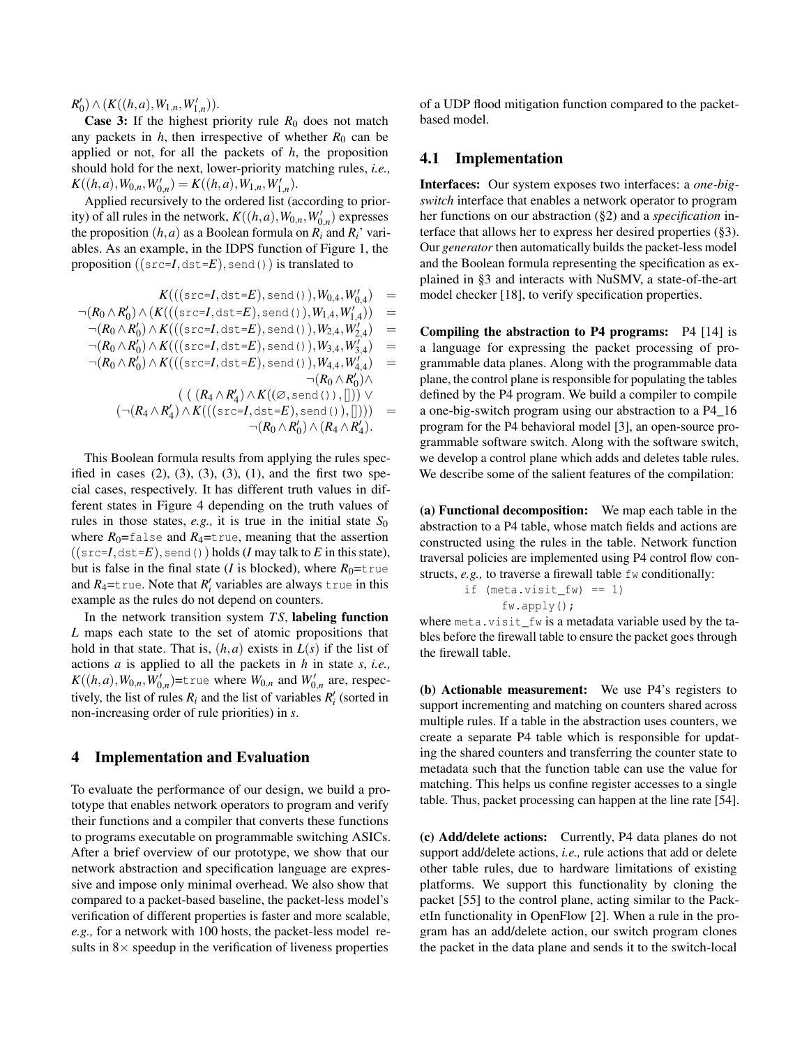$R'_0) \wedge (K((h,a), W_{1,n}, W'_{1,n}))$.

**Case 3:** If the highest priority rule $R_0$ does not match any packets in $h$, then irrespective of whether $R_0$ can be applied or not, for all the packets of $h$, the proposition should hold for the next, lower-priority matching rules, *i.e.,* $K((h,a), W_{0,n}, W'_{0,n}) = K((h,a), W_{1,n}, W'_{1,n})$.

Applied recursively to the ordered list (according to priority) of all rules in the network, $K((h,a), W_{0,n}, W'_{0,n})$ expresses the proposition $(h,a)$ as a Boolean formula on $R_i$ and $R_i$' variables. As an example, in the IDPS function of Figure 1, the proposition $((\texttt{src=}I, \texttt{dst=}E), \texttt{send()})$ is translated to

$$
\begin{aligned}
K(((\texttt{src=}I,\texttt{dst=}E),\texttt{send()}), W_{0,4}, W'_{0,4}) &= \\
\neg(R_0 \wedge R'_0) \wedge (K(((\texttt{src=}I,\texttt{dst=}E),\texttt{send()}), W_{1,4}, W'_{1,4})) &= \\
\neg(R_0 \wedge R'_0) \wedge K(((\texttt{src=}I,\texttt{dst=}E),\texttt{send()}), W_{2,4}, W'_{2,4}) &= \\
\neg(R_0 \wedge R'_0) \wedge K(((\texttt{src=}I,\texttt{dst=}E),\texttt{send()}), W_{3,4}, W'_{3,4}) &= \\
\neg(R_0 \wedge R'_0) \wedge K(((\texttt{src=}I,\texttt{dst=}E),\texttt{send()}), W_{4,4}, W'_{4,4}) &= \\
\neg(R_0 \wedge R'_0) \wedge & \\
(\ (\ (R_4 \wedge R'_4) \wedge K((\varnothing, \texttt{send()}), [])) \vee & \\
(\neg(R_4 \wedge R'_4) \wedge K(((\texttt{src=}I,\texttt{dst=}E),\texttt{send()}), []))) &= \\
\neg(R_0 \wedge R'_0) \wedge (R_4 \wedge R'_4). &
\end{aligned}
$$

This Boolean formula results from applying the rules specified in cases (2), (3), (3), (3), (1), and the first two special cases, respectively. It has different truth values in different states in Figure 4 depending on the truth values of rules in those states, *e.g.,* it is true in the initial state $S_0$ where $R_0$=`false` and $R_4$=`true`, meaning that the assertion $((\texttt{src=}I, \texttt{dst=}E), \texttt{send()})$ holds ($I$ may talk to $E$ in this state), but is false in the final state ($I$ is blocked), where $R_0$=`true` and $R_4$=`true`. Note that $R'_i$ variables are always `true` in this example as the rules do not depend on counters.

In the network transition system $TS$, **labeling function** $L$ maps each state to the set of atomic propositions that hold in that state. That is, $(h,a)$ exists in $L(s)$ if the list of actions $a$ is applied to all the packets in $h$ in state $s$, *i.e.,* $K((h,a), W_{0,n}, W'_{0,n})$=`true` where $W_{0,n}$ and $W'_{0,n}$ are, respectively, the list of rules $R_i$ and the list of variables $R'_i$ (sorted in non-increasing order of rule priorities) in $s$.

## 4 Implementation and Evaluation

To evaluate the performance of our design, we build a prototype that enables network operators to program and verify their functions and a compiler that converts these functions to programs executable on programmable switching ASICs. After a brief overview of our prototype, we show that our network abstraction and specification language are expressive and impose only minimal overhead. We also show that compared to a packet-based baseline, the packet-less model's verification of different properties is faster and more scalable, *e.g.,* for a network with 100 hosts, the packet-less model results in 8× speedup in the verification of liveness properties of a UDP flood mitigation function compared to the packet-based model.

### 4.1 Implementation

**Interfaces:** Our system exposes two interfaces: a *one-big-switch* interface that enables a network operator to program her functions on our abstraction (§2) and a *specification* interface that allows her to express her desired properties (§3). Our *generator* then automatically builds the packet-less model and the Boolean formula representing the specification as explained in §3 and interacts with NuSMV, a state-of-the-art model checker [18], to verify specification properties.

**Compiling the abstraction to P4 programs:** P4 [14] is a language for expressing the packet processing of programmable data planes. Along with the programmable data plane, the control plane is responsible for populating the tables defined by the P4 program. We build a compiler to compile a one-big-switch program using our abstraction to a P4_16 program for the P4 behavioral model [3], an open-source programmable software switch. Along with the software switch, we develop a control plane which adds and deletes table rules. We describe some of the salient features of the compilation:

**(a) Functional decomposition:** We map each table in the abstraction to a P4 table, whose match fields and actions are constructed using the rules in the table. Network function traversal policies are implemented using P4 control flow constructs, *e.g.,* to traverse a firewall table `fw` conditionally:

```
if (meta.visit_fw) == 1)
    fw.apply();
```

where `meta.visit_fw` is a metadata variable used by the tables before the firewall table to ensure the packet goes through the firewall table.

**(b) Actionable measurement:** We use P4's registers to support incrementing and matching on counters shared across multiple rules. If a table in the abstraction uses counters, we create a separate P4 table which is responsible for updating the shared counters and transferring the counter state to metadata such that the function table can use the value for matching. This helps us confine register accesses to a single table. Thus, packet processing can happen at the line rate [54].

**(c) Add/delete actions:** Currently, P4 data planes do not support add/delete actions, *i.e.,* rule actions that add or delete other table rules, due to hardware limitations of existing platforms. We support this functionality by cloning the packet [55] to the control plane, acting similar to the PacketIn functionality in OpenFlow [2]. When a rule in the program has an add/delete action, our switch program clones the packet in the data plane and sends it to the switch-local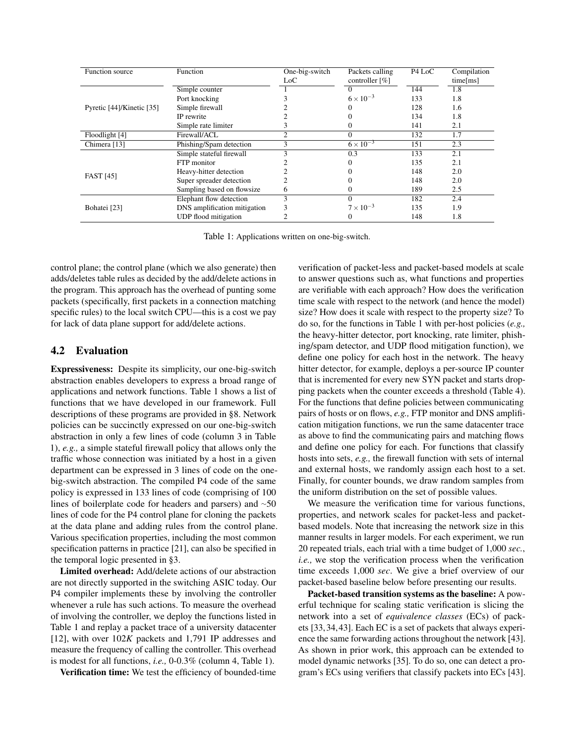| Function source | Function | One-big-switch LoC | Packets calling controller [%] | P4 LoC | Compilation time[ms] |
|---|---|---|---|---|---|
| Pyretic [44]/Kinetic [35] | Simple counter | 1 | 0 | 144 | 1.8 |
| | Port knocking | 3 | $6\times10^{-3}$ | 133 | 1.8 |
| | Simple firewall | 2 | 0 | 128 | 1.6 |
| | IP rewrite | 2 | 0 | 134 | 1.8 |
| | Simple rate limiter | 3 | 0 | 141 | 2.1 |
| Floodlight [4] | Firewall/ACL | 2 | 0 | 132 | 1.7 |
| Chimera [13] | Phishing/Spam detection | 3 | $6\times10^{-3}$ | 151 | 2.3 |
| FAST [45] | Simple stateful firewall | 3 | 0.3 | 133 | 2.1 |
| | FTP monitor | 2 | 0 | 135 | 2.1 |
| | Heavy-hitter detection | 2 | 0 | 148 | 2.0 |
| | Super spreader detection | 2 | 0 | 148 | 2.0 |
| | Sampling based on flowsize | 6 | 0 | 189 | 2.5 |
| Bohatei [23] | Elephant flow detection | 3 | 0 | 182 | 2.4 |
| | DNS amplification mitigation | 3 | $7\times10^{-3}$ | 135 | 1.9 |
| | UDP flood mitigation | 2 | 0 | 148 | 1.8 |

Table 1: Applications written on one-big-switch.

control plane; the control plane (which we also generate) then adds/deletes table rules as decided by the add/delete actions in the program. This approach has the overhead of punting some packets (specifically, first packets in a connection matching specific rules) to the local switch CPU—this is a cost we pay for lack of data plane support for add/delete actions.

## 4.2 Evaluation

**Expressiveness:** Despite its simplicity, our one-big-switch abstraction enables developers to express a broad range of applications and network functions. Table 1 shows a list of functions that we have developed in our framework. Full descriptions of these programs are provided in §8. Network policies can be succinctly expressed on our one-big-switch abstraction in only a few lines of code (column 3 in Table 1), *e.g.,* a simple stateful firewall policy that allows only the traffic whose connection was initiated by a host in a given department can be expressed in 3 lines of code on the one-big-switch abstraction. The compiled P4 code of the same policy is expressed in 133 lines of code (comprising of 100 lines of boilerplate code for headers and parsers) and ~50 lines of code for the P4 control plane for cloning the packets at the data plane and adding rules from the control plane. Various specification properties, including the most common specification patterns in practice [21], can also be specified in the temporal logic presented in §3.

**Limited overhead:** Add/delete actions of our abstraction are not directly supported in the switching ASIC today. Our P4 compiler implements these by involving the controller whenever a rule has such actions. To measure the overhead of involving the controller, we deploy the functions listed in Table 1 and replay a packet trace of a university datacenter [12], with over 102*K* packets and 1,791 IP addresses and measure the frequency of calling the controller. This overhead is modest for all functions, *i.e.,* 0-0.3% (column 4, Table 1).

**Verification time:** We test the efficiency of bounded-time verification of packet-less and packet-based models at scale to answer questions such as, what functions and properties are verifiable with each approach? How does the verification time scale with respect to the network (and hence the model) size? How does it scale with respect to the property size? To do so, for the functions in Table 1 with per-host policies (*e.g.,* the heavy-hitter detector, port knocking, rate limiter, phishing/spam detector, and UDP flood mitigation function), we define one policy for each host in the network. The heavy hitter detector, for example, deploys a per-source IP counter that is incremented for every new SYN packet and starts dropping packets when the counter exceeds a threshold (Table 4). For the functions that define policies between communicating pairs of hosts or on flows, *e.g.,* FTP monitor and DNS amplification mitigation functions, we run the same datacenter trace as above to find the communicating pairs and matching flows and define one policy for each. For functions that classify hosts into sets, *e.g.,* the firewall function with sets of internal and external hosts, we randomly assign each host to a set. Finally, for counter bounds, we draw random samples from the uniform distribution on the set of possible values.

We measure the verification time for various functions, properties, and network scales for packet-less and packet-based models. Note that increasing the network size in this manner results in larger models. For each experiment, we run 20 repeated trials, each trial with a time budget of 1,000 *sec.*, *i.e.,* we stop the verification process when the verification time exceeds 1,000 *sec*. We give a brief overview of our packet-based baseline below before presenting our results.

**Packet-based transition systems as the baseline:** A powerful technique for scaling static verification is slicing the network into a set of *equivalence classes* (ECs) of packets [33, 34, 43]. Each EC is a set of packets that always experience the same forwarding actions throughout the network [43]. As shown in prior work, this approach can be extended to model dynamic networks [35]. To do so, one can detect a program's ECs using verifiers that classify packets into ECs [43].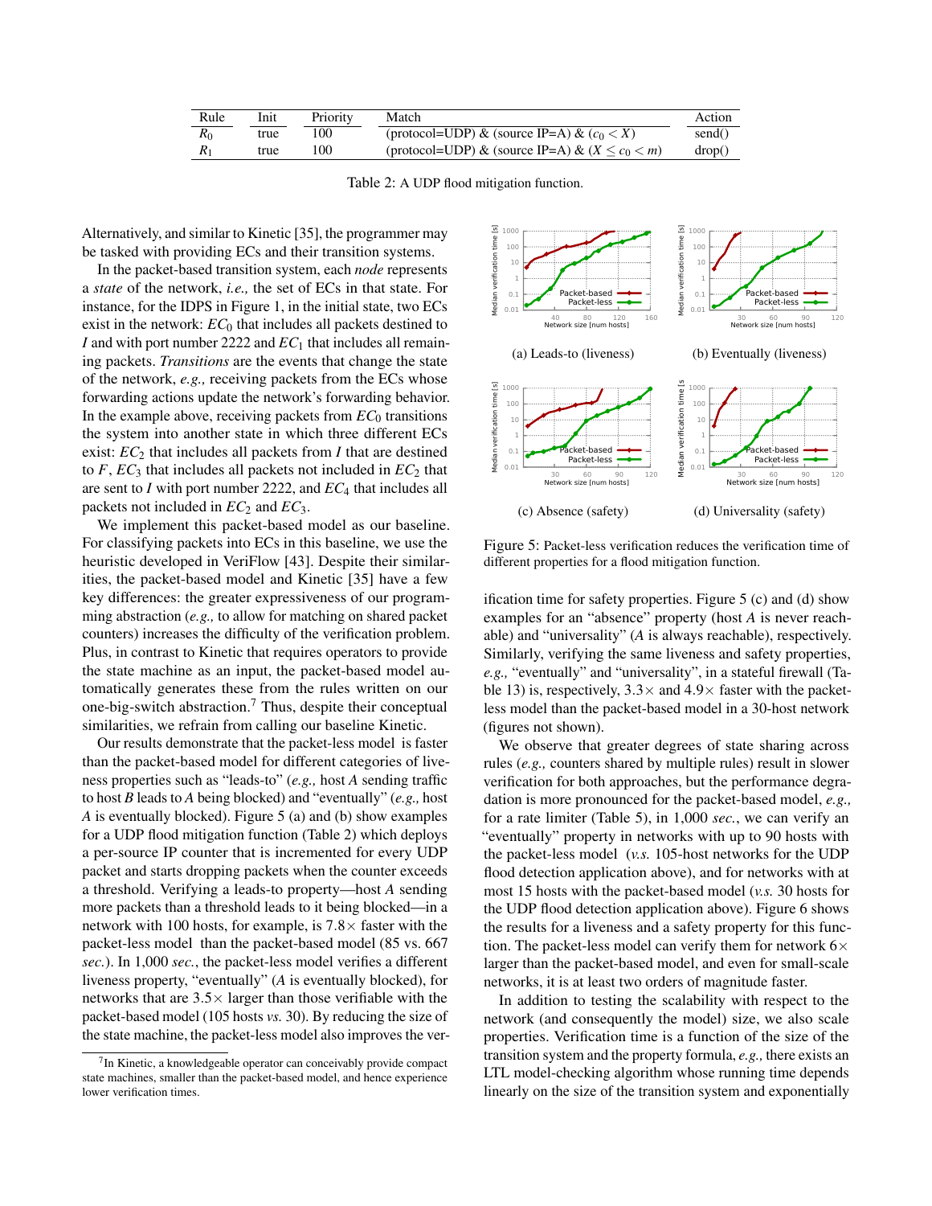| Rule | Init | Priority | Match | Action |
|---|---|---|---|---|
| $R_0$ | true | 100 | (protocol=UDP) & (source IP=A) & ($c_0 < X$) | send() |
| $R_1$ | true | 100 | (protocol=UDP) & (source IP=A) & ($X \leq c_0 < m$) | drop() |

Table 2: A UDP flood mitigation function.

Alternatively, and similar to Kinetic [35], the programmer may be tasked with providing ECs and their transition systems.

In the packet-based transition system, each *node* represents a *state* of the network, *i.e.,* the set of ECs in that state. For instance, for the IDPS in Figure 1, in the initial state, two ECs exist in the network: $EC_0$ that includes all packets destined to $I$ and with port number 2222 and $EC_1$ that includes all remaining packets. *Transitions* are the events that change the state of the network, *e.g.,* receiving packets from the ECs whose forwarding actions update the network's forwarding behavior. In the example above, receiving packets from $EC_0$ transitions the system into another state in which three different ECs exist: $EC_2$ that includes all packets from $I$ that are destined to $F$, $EC_3$ that includes all packets not included in $EC_2$ that are sent to $I$ with port number 2222, and $EC_4$ that includes all packets not included in $EC_2$ and $EC_3$.

We implement this packet-based model as our baseline. For classifying packets into ECs in this baseline, we use the heuristic developed in VeriFlow [43]. Despite their similarities, the packet-based model and Kinetic [35] have a few key differences: the greater expressiveness of our programming abstraction (*e.g.,* to allow for matching on shared packet counters) increases the difficulty of the verification problem. Plus, in contrast to Kinetic that requires operators to provide the state machine as an input, the packet-based model automatically generates these from the rules written on our one-big-switch abstraction.[7] Thus, despite their conceptual similarities, we refrain from calling our baseline Kinetic.

Our results demonstrate that the packet-less model is faster than the packet-based model for different categories of liveness properties such as "leads-to" (*e.g.,* host $A$ sending traffic to host $B$ leads to $A$ being blocked) and "eventually" (*e.g.,* host $A$ is eventually blocked). Figure 5 (a) and (b) show examples for a UDP flood mitigation function (Table 2) which deploys a per-source IP counter that is incremented for every UDP packet and starts dropping packets when the counter exceeds a threshold. Verifying a leads-to property—host $A$ sending more packets than a threshold leads to it being blocked—in a network with 100 hosts, for example, is 7.8× faster with the packet-less model than the packet-based model (85 vs. 667 *sec.*). In 1,000 *sec.*, the packet-less model verifies a different liveness property, "eventually" ($A$ is eventually blocked), for networks that are 3.5× larger than those verifiable with the packet-based model (105 hosts *vs.* 30). By reducing the size of the state machine, the packet-less model also improves the verification time for safety properties. Figure 5 (c) and (d) show examples for an "absence" property (host $A$ is never reachable) and "universality" ($A$ is always reachable), respectively. Similarly, verifying the same liveness and safety properties, *e.g.,* "eventually" and "universality", in a stateful firewall (Table 13) is, respectively, 3.3× and 4.9× faster with the packet-less model than the packet-based model in a 30-host network (figures not shown).

(a) Leads-to (liveness)

(b) Eventually (liveness)

(c) Absence (safety)

(d) Universality (safety)

Figure 5: Packet-less verification reduces the verification time of different properties for a flood mitigation function.

We observe that greater degrees of state sharing across rules (*e.g.,* counters shared by multiple rules) result in slower verification for both approaches, but the performance degradation is more pronounced for the packet-based model, *e.g.,* for a rate limiter (Table 5), in 1,000 *sec.*, we can verify an "eventually" property in networks with up to 90 hosts with the packet-less model (*v.s.* 105-host networks for the UDP flood detection application above), and for networks with at most 15 hosts with the packet-based model (*v.s.* 30 hosts for the UDP flood detection application above). Figure 6 shows the results for a liveness and a safety property for this function. The packet-less model can verify them for network 6× larger than the packet-based model, and even for small-scale networks, it is at least two orders of magnitude faster.

In addition to testing the scalability with respect to the network (and consequently the model) size, we also scale properties. Verification time is a function of the size of the transition system and the property formula, *e.g.,* there exists an LTL model-checking algorithm whose running time depends linearly on the size of the transition system and exponentially

[7] In Kinetic, a knowledgeable operator can conceivably provide compact state machines, smaller than the packet-based model, and hence experience lower verification times.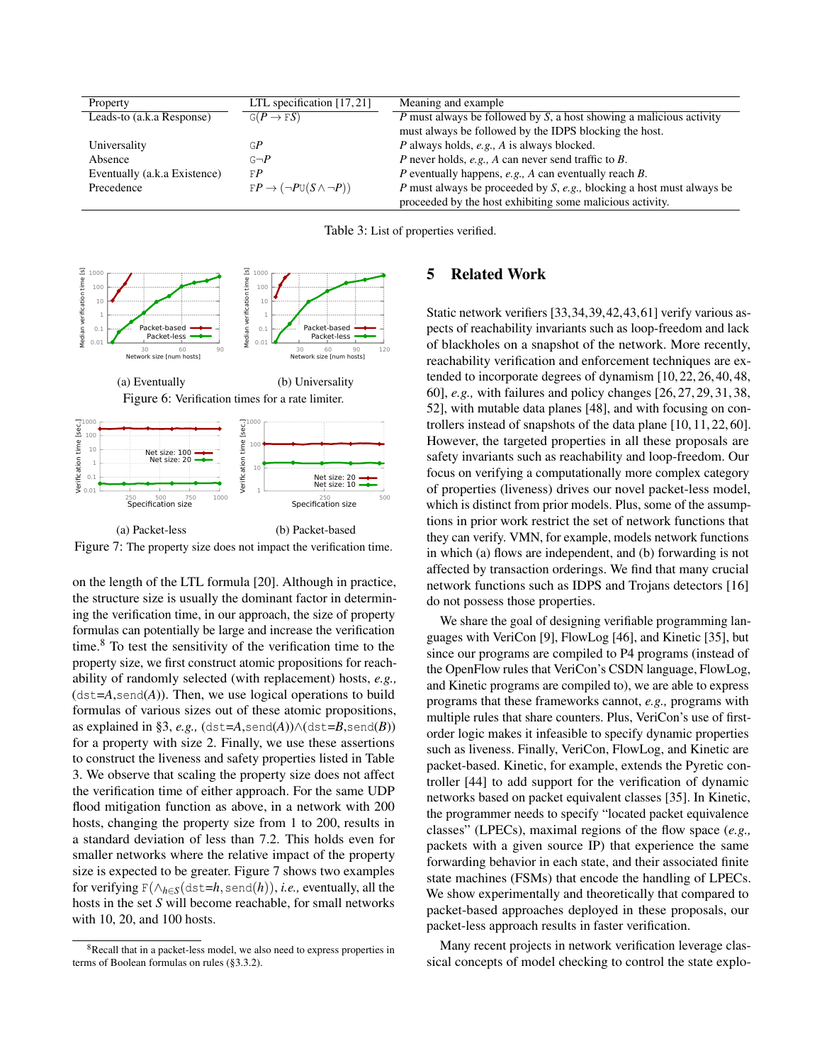| Property | LTL specification [17,21] | Meaning and example |
|---|---|---|
| Leads-to (a.k.a Response) | $\mathtt{G}(P \rightarrow \mathtt{F}S)$ | $P$ must always be followed by $S$, a host showing a malicious activity must always be followed by the IDPS blocking the host. |
| Universality | $\mathtt{G}P$ | $P$ always holds, *e.g.,* $A$ is always blocked. |
| Absence | $\mathtt{G}\neg P$ | $P$ never holds, *e.g.,* $A$ can never send traffic to $B$. |
| Eventually (a.k.a Existence) | $\mathtt{F}P$ | $P$ eventually happens, *e.g.,* $A$ can eventually reach $B$. |
| Precedence | $\mathtt{F}P \rightarrow (\neg P \mathtt{U}(S \wedge \neg P))$ | $P$ must always be proceeded by $S$, *e.g.,* blocking a host must always be proceeded by the host exhibiting some malicious activity. |

Table 3: List of properties verified.

(a) Eventually (b) Universality

Figure 6: Verification times for a rate limiter.

(a) Packet-less (b) Packet-based

Figure 7: The property size does not impact the verification time.

on the length of the LTL formula [20]. Although in practice, the structure size is usually the dominant factor in determining the verification time, in our approach, the size of property formulas can potentially be large and increase the verification time.[8] To test the sensitivity of the verification time to the property size, we first construct atomic propositions for reachability of randomly selected (with replacement) hosts, *e.g.,* (dst=$A$,send($A$)). Then, we use logical operations to build formulas of various sizes out of these atomic propositions, as explained in §3, *e.g.,* (dst=$A$,send($A$))$\wedge$(dst=$B$,send($B$)) for a property with size 2. Finally, we use these assertions to construct the liveness and safety properties listed in Table 3. We observe that scaling the property size does not affect the verification time of either approach. For the same UDP flood mitigation function as above, in a network with 200 hosts, changing the property size from 1 to 200, results in a standard deviation of less than 7.2. This holds even for smaller networks where the relative impact of the property size is expected to be greater. Figure 7 shows two examples for verifying $\mathtt{F}(\wedge_{h \in S}(\mathtt{dst}{=}h, \mathtt{send}(h)))$, *i.e.,* eventually, all the hosts in the set $S$ will become reachable, for small networks with 10, 20, and 100 hosts.

[8] Recall that in a packet-less model, we also need to express properties in terms of Boolean formulas on rules (§3.3.2).

## 5 Related Work

Static network verifiers [33,34,39,42,43,61] verify various aspects of reachability invariants such as loop-freedom and lack of blackholes on a snapshot of the network. More recently, reachability verification and enforcement techniques are extended to incorporate degrees of dynamism [10,22,26,40,48, 60], *e.g.,* with failures and policy changes [26,27,29,31,38, 52], with mutable data planes [48], and with focusing on controllers instead of snapshots of the data plane [10,11,22,60]. However, the targeted properties in all these proposals are safety invariants such as reachability and loop-freedom. Our focus on verifying a computationally more complex category of properties (liveness) drives our novel packet-less model, which is distinct from prior models. Plus, some of the assumptions in prior work restrict the set of network functions that they can verify. VMN, for example, models network functions in which (a) flows are independent, and (b) forwarding is not affected by transaction orderings. We find that many crucial network functions such as IDPS and Trojans detectors [16] do not possess those properties.

We share the goal of designing verifiable programming languages with VeriCon [9], FlowLog [46], and Kinetic [35], but since our programs are compiled to P4 programs (instead of the OpenFlow rules that VeriCon's CSDN language, FlowLog, and Kinetic programs are compiled to), we are able to express programs that these frameworks cannot, *e.g.,* programs with multiple rules that share counters. Plus, VeriCon's use of first-order logic makes it infeasible to specify dynamic properties such as liveness. Finally, VeriCon, FlowLog, and Kinetic are packet-based. Kinetic, for example, extends the Pyretic controller [44] to add support for the verification of dynamic networks based on packet equivalent classes [35]. In Kinetic, the programmer needs to specify "located packet equivalence classes" (LPECs), maximal regions of the flow space (*e.g.,* packets with a given source IP) that experience the same forwarding behavior in each state, and their associated finite state machines (FSMs) that encode the handling of LPECs. We show experimentally and theoretically that compared to packet-based approaches deployed in these proposals, our packet-less approach results in faster verification.

Many recent projects in network verification leverage classical concepts of model checking to control the state explo-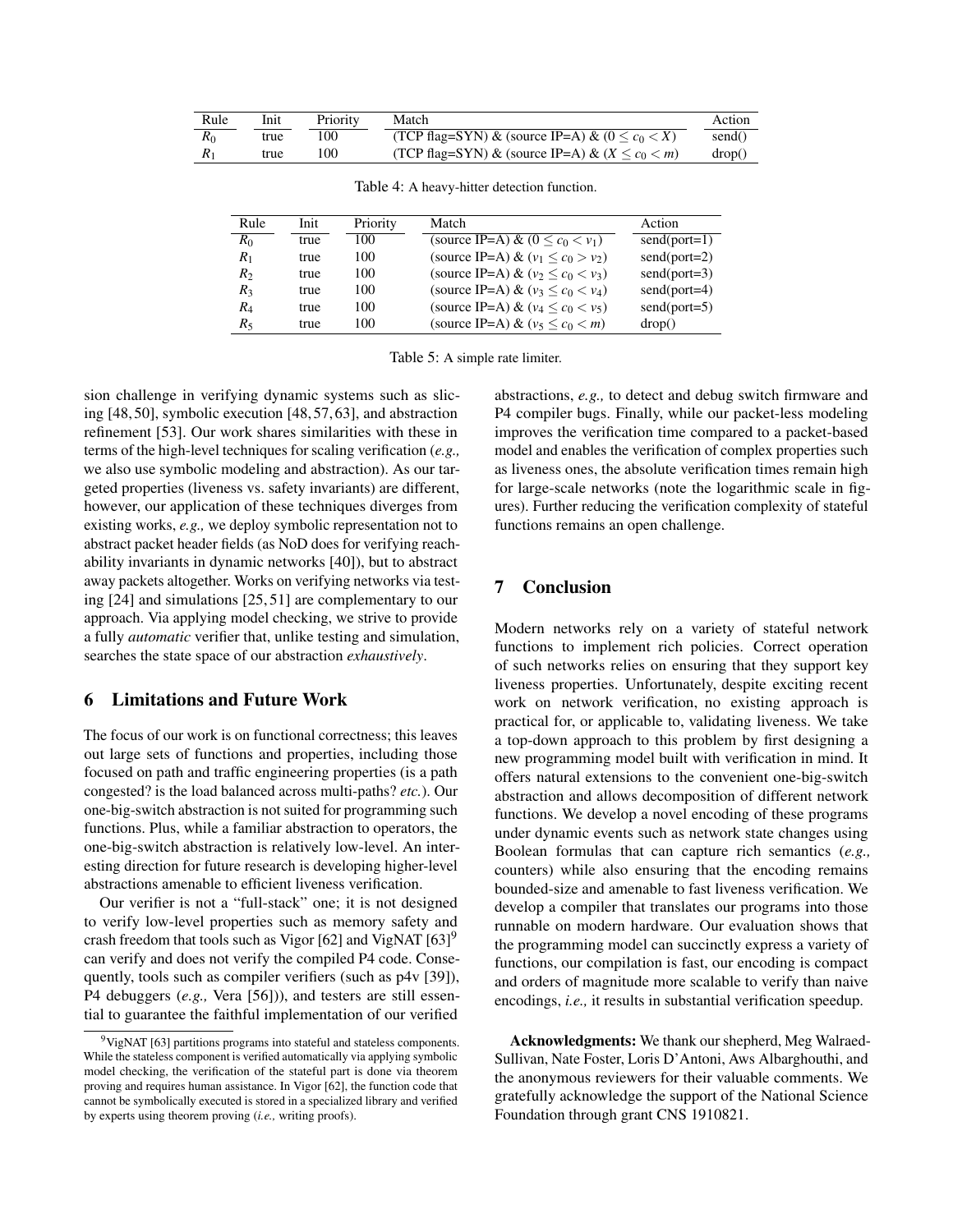| Rule | Init | Priority | Match | Action |
| --- | --- | --- | --- | --- |
| $R_0$ | true | 100 | (TCP flag=SYN) & (source IP=A) & ($0 \leq c_0 < X$) | send() |
| $R_1$ | true | 100 | (TCP flag=SYN) & (source IP=A) & ($X \leq c_0 < m$) | drop() |

Table 4: A heavy-hitter detection function.

| Rule | Init | Priority | Match | Action |
| --- | --- | --- | --- | --- |
| $R_0$ | true | 100 | (source IP=A) & ($0 \leq c_0 < v_1$) | send(port=1) |
| $R_1$ | true | 100 | (source IP=A) & ($v_1 \leq c_0 > v_2$) | send(port=2) |
| $R_2$ | true | 100 | (source IP=A) & ($v_2 \leq c_0 < v_3$) | send(port=3) |
| $R_3$ | true | 100 | (source IP=A) & ($v_3 \leq c_0 < v_4$) | send(port=4) |
| $R_4$ | true | 100 | (source IP=A) & ($v_4 \leq c_0 < v_5$) | send(port=5) |
| $R_5$ | true | 100 | (source IP=A) & ($v_5 \leq c_0 < m$) | drop() |

Table 5: A simple rate limiter.

sion challenge in verifying dynamic systems such as slicing [48, 50], symbolic execution [48, 57, 63], and abstraction refinement [53]. Our work shares similarities with these in terms of the high-level techniques for scaling verification (*e.g.,* we also use symbolic modeling and abstraction). As our targeted properties (liveness vs. safety invariants) are different, however, our application of these techniques diverges from existing works, *e.g.,* we deploy symbolic representation not to abstract packet header fields (as NoD does for verifying reachability invariants in dynamic networks [40]), but to abstract away packets altogether. Works on verifying networks via testing [24] and simulations [25, 51] are complementary to our approach. Via applying model checking, we strive to provide a fully *automatic* verifier that, unlike testing and simulation, searches the state space of our abstraction *exhaustively*.

## 6 Limitations and Future Work

The focus of our work is on functional correctness; this leaves out large sets of functions and properties, including those focused on path and traffic engineering properties (is a path congested? is the load balanced across multi-paths? *etc.*). Our one-big-switch abstraction is not suited for programming such functions. Plus, while a familiar abstraction to operators, the one-big-switch abstraction is relatively low-level. An interesting direction for future research is developing higher-level abstractions amenable to efficient liveness verification.

Our verifier is not a "full-stack" one; it is not designed to verify low-level properties such as memory safety and crash freedom that tools such as Vigor [62] and VigNAT [63][9] can verify and does not verify the compiled P4 code. Consequently, tools such as compiler verifiers (such as p4v [39]), P4 debuggers (*e.g.,* Vera [56])), and testers are still essential to guarantee the faithful implementation of our verified abstractions, *e.g.,* to detect and debug switch firmware and P4 compiler bugs. Finally, while our packet-less modeling improves the verification time compared to a packet-based model and enables the verification of complex properties such as liveness ones, the absolute verification times remain high for large-scale networks (note the logarithmic scale in figures). Further reducing the verification complexity of stateful functions remains an open challenge.

## 7 Conclusion

Modern networks rely on a variety of stateful network functions to implement rich policies. Correct operation of such networks relies on ensuring that they support key liveness properties. Unfortunately, despite exciting recent work on network verification, no existing approach is practical for, or applicable to, validating liveness. We take a top-down approach to this problem by first designing a new programming model built with verification in mind. It offers natural extensions to the convenient one-big-switch abstraction and allows decomposition of different network functions. We develop a novel encoding of these programs under dynamic events such as network state changes using Boolean formulas that can capture rich semantics (*e.g.,* counters) while also ensuring that the encoding remains bounded-size and amenable to fast liveness verification. We develop a compiler that translates our programs into those runnable on modern hardware. Our evaluation shows that the programming model can succinctly express a variety of functions, our compilation is fast, our encoding is compact and orders of magnitude more scalable to verify than naive encodings, *i.e.,* it results in substantial verification speedup.

**Acknowledgments:** We thank our shepherd, Meg Walraed-Sullivan, Nate Foster, Loris D'Antoni, Aws Albarghouthi, and the anonymous reviewers for their valuable comments. We gratefully acknowledge the support of the National Science Foundation through grant CNS 1910821.

[9] VigNAT [63] partitions programs into stateful and stateless components. While the stateless component is verified automatically via applying symbolic model checking, the verification of the stateful part is done via theorem proving and requires human assistance. In Vigor [62], the function code that cannot be symbolically executed is stored in a specialized library and verified by experts using theorem proving (*i.e.,* writing proofs).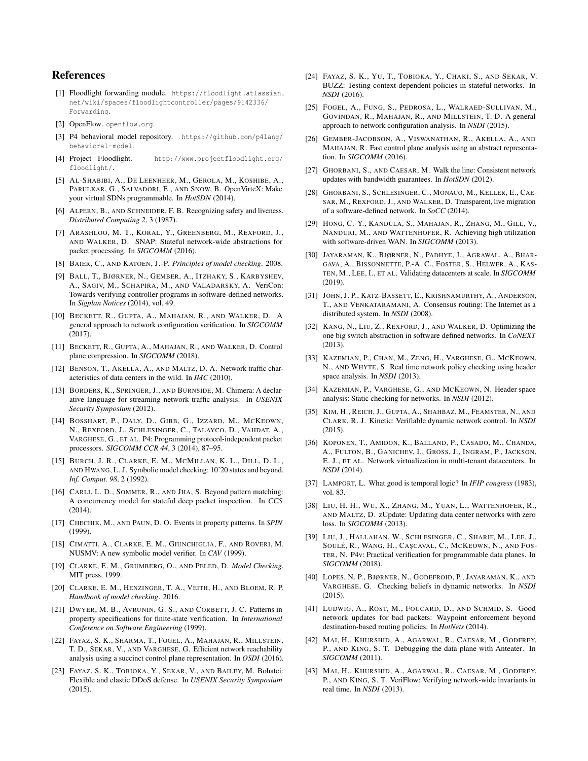# References

[1] Floodlight forwarding module. https://floodlight.atlassian.net/wiki/spaces/floodlightcontroller/pages/9142336/Forwarding.

[2] OpenFlow. openflow.org.

[3] P4 behavioral model repository. https://github.com/p4lang/behavioral-model.

[4] Project Floodlight. http://www.projectfloodlight.org/floodlight/.

[5] Al-Shabibi, A., De Leenheer, M., Gerola, M., Koshibe, A., Parulkar, G., Salvadori, E., and Snow, B. OpenVirteX: Make your virtual SDNs programmable. In *HotSDN* (2014).

[6] Alpern, B., and Schneider, F. B. Recognizing safety and liveness. *Distributed Computing 2*, 3 (1987).

[7] Arashloo, M. T., Koral, Y., Greenberg, M., Rexford, J., and Walker, D. SNAP: Stateful network-wide abstractions for packet processing. In *SIGCOMM* (2016).

[8] Baier, C., and Katoen, J.-P. *Principles of model checking*. 2008.

[9] Ball, T., Bjørner, N., Gember, A., Itzhaky, S., Karbyshev, A., Sagiv, M., Schapira, M., and Valadarsky, A. VeriCon: Towards verifying controller programs in software-defined networks. In *Sigplan Notices* (2014), vol. 49.

[10] Beckett, R., Gupta, A., Mahajan, R., and Walker, D. A general approach to network configuration verification. In *SIGCOMM* (2017).

[11] Beckett, R., Gupta, A., Mahajan, R., and Walker, D. Control plane compression. In *SIGCOMM* (2018).

[12] Benson, T., Akella, A., and Maltz, D. A. Network traffic characteristics of data centers in the wild. In *IMC* (2010).

[13] Borders, K., Springer, J., and Burnside, M. Chimera: A declarative language for streaming network traffic analysis. In *USENIX Security Symposium* (2012).

[14] Bosshart, P., Daly, D., Gibb, G., Izzard, M., McKeown, N., Rexford, J., Schlesinger, C., Talayco, D., Vahdat, A., Varghese, G., et al. P4: Programming protocol-independent packet processors. *SIGCOMM CCR 44*, 3 (2014), 87–95.

[15] Burch, J. R., Clarke, E. M., McMillan, K. L., Dill, D. L., and Hwang, L. J. Symbolic model checking: 10^20 states and beyond. *Inf. Comput. 98*, 2 (1992).

[16] Carli, L. D., Sommer, R., and Jha, S. Beyond pattern matching: A concurrency model for stateful deep packet inspection. In *CCS* (2014).

[17] Chechik, M., and Paun, D. O. Events in property patterns. In *SPIN* (1999).

[18] Cimatti, A., Clarke, E. M., Giunchiglia, F., and Roveri, M. NUSMV: A new symbolic model verifier. In *CAV* (1999).

[19] Clarke, E. M., Grumberg, O., and Peled, D. *Model Checking*. MIT press, 1999.

[20] Clarke, E. M., Henzinger, T. A., Veith, H., and Bloem, R. P. *Handbook of model checking*. 2016.

[21] Dwyer, M. B., Avrunin, G. S., and Corbett, J. C. Patterns in property specifications for finite-state verification. In *International Conference on Software Engineering* (1999).

[22] Fayaz, S. K., Sharma, T., Fogel, A., Mahajan, R., Millstein, T. D., Sekar, V., and Varghese, G. Efficient network reachability analysis using a succinct control plane representation. In *OSDI* (2016).

[23] Fayaz, S. K., Tobioka, Y., Sekar, V., and Bailey, M. Bohatei: Flexible and elastic DDoS defense. In *USENIX Security Symposium* (2015).

[24] Fayaz, S. K., Yu, T., Tobioka, Y., Chaki, S., and Sekar, V. BUZZ: Testing context-dependent policies in stateful networks. In *NSDI* (2016).

[25] Fogel, A., Fung, S., Pedrosa, L., Walraed-Sullivan, M., Govindan, R., Mahajan, R., and Millstein, T. D. A general approach to network configuration analysis. In *NSDI* (2015).

[26] Gember-Jacobson, A., Viswanathan, R., Akella, A., and Mahajan, R. Fast control plane analysis using an abstract representation. In *SIGCOMM* (2016).

[27] Ghorbani, S., and Caesar, M. Walk the line: Consistent network updates with bandwidth guarantees. In *HotSDN* (2012).

[28] Ghorbani, S., Schlesinger, C., Monaco, M., Keller, E., Caesar, M., Rexford, J., and Walker, D. Transparent, live migration of a software-defined network. In *SoCC* (2014).

[29] Hong, C.-Y., Kandula, S., Mahajan, R., Zhang, M., Gill, V., Nanduri, M., and Wattenhofer, R. Achieving high utilization with software-driven WAN. In *SIGCOMM* (2013).

[30] Jayaraman, K., Bjørner, N., Padhye, J., Agrawal, A., Bhargava, A., Bissonnette, P.-A. C., Foster, S., Helwer, A., Kasten, M., Lee, I., et al. Validating datacenters at scale. In *SIGCOMM* (2019).

[31] John, J. P., Katz-Bassett, E., Krishnamurthy, A., Anderson, T., and Venkataramani, A. Consensus routing: The Internet as a distributed system. In *NSDI* (2008).

[32] Kang, N., Liu, Z., Rexford, J., and Walker, D. Optimizing the one big switch abstraction in software defined networks. In *CoNEXT* (2013).

[33] Kazemian, P., Chan, M., Zeng, H., Varghese, G., McKeown, N., and Whyte, S. Real time network policy checking using header space analysis. In *NSDI* (2013).

[34] Kazemian, P., Varghese, G., and McKeown, N. Header space analysis: Static checking for networks. In *NSDI* (2012).

[35] Kim, H., Reich, J., Gupta, A., Shahbaz, M., Feamster, N., and Clark, R. J. Kinetic: Verifiable dynamic network control. In *NSDI* (2015).

[36] Koponen, T., Amidon, K., Balland, P., Casado, M., Chanda, A., Fulton, B., Ganichev, I., Gross, J., Ingram, P., Jackson, E. J., et al. Network virtualization in multi-tenant datacenters. In *NSDI* (2014).

[37] Lamport, L. What good is temporal logic? In *IFIP congress* (1983), vol. 83.

[38] Liu, H. H., Wu, X., Zhang, M., Yuan, L., Wattenhofer, R., and Maltz, D. zUpdate: Updating data center networks with zero loss. In *SIGCOMM* (2013).

[39] Liu, J., Hallahan, W., Schlesinger, C., Sharif, M., Lee, J., Soulé, R., Wang, H., Caşcaval, C., McKeown, N., and Foster, N. P4v: Practical verification for programmable data planes. In *SIGCOMM* (2018).

[40] Lopes, N. P., Bjørner, N., Godefroid, P., Jayaraman, K., and Varghese, G. Checking beliefs in dynamic networks. In *NSDI* (2015).

[41] Ludwig, A., Rost, M., Foucard, D., and Schmid, S. Good network updates for bad packets: Waypoint enforcement beyond destination-based routing policies. In *HotNets* (2014).

[42] Mai, H., Khurshid, A., Agarwal, R., Caesar, M., Godfrey, P., and King, S. T. Debugging the data plane with Anteater. In *SIGCOMM* (2011).

[43] Mai, H., Khurshid, A., Agarwal, R., Caesar, M., Godfrey, P., and King, S. T. VeriFlow: Verifying network-wide invariants in real time. In *NSDI* (2013).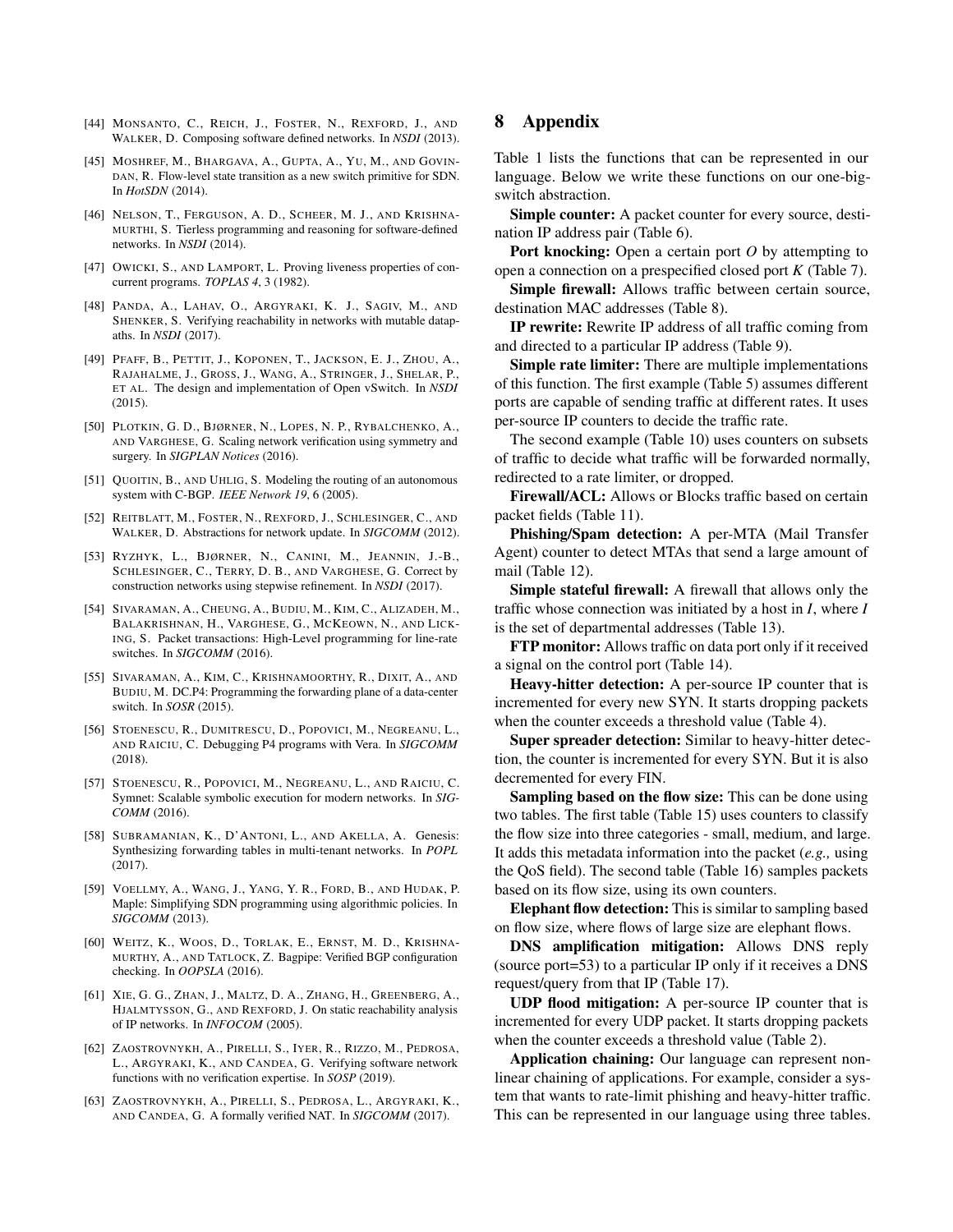[44] Monsanto, C., Reich, J., Foster, N., Rexford, J., and Walker, D. Composing software defined networks. In *NSDI* (2013).

[45] Moshref, M., Bhargava, A., Gupta, A., Yu, M., and Govindan, R. Flow-level state transition as a new switch primitive for SDN. In *HotSDN* (2014).

[46] Nelson, T., Ferguson, A. D., Scheer, M. J., and Krishnamurthi, S. Tierless programming and reasoning for software-defined networks. In *NSDI* (2014).

[47] Owicki, S., and Lamport, L. Proving liveness properties of concurrent programs. *TOPLAS 4*, 3 (1982).

[48] Panda, A., Lahav, O., Argyraki, K. J., Sagiv, M., and Shenker, S. Verifying reachability in networks with mutable datapaths. In *NSDI* (2017).

[49] Pfaff, B., Pettit, J., Koponen, T., Jackson, E. J., Zhou, A., Rajahalme, J., Gross, J., Wang, A., Stringer, J., Shelar, P., et al. The design and implementation of Open vSwitch. In *NSDI* (2015).

[50] Plotkin, G. D., Bjørner, N., Lopes, N. P., Rybalchenko, A., and Varghese, G. Scaling network verification using symmetry and surgery. In *SIGPLAN Notices* (2016).

[51] Quoitin, B., and Uhlig, S. Modeling the routing of an autonomous system with C-BGP. *IEEE Network 19*, 6 (2005).

[52] Reitblatt, M., Foster, N., Rexford, J., Schlesinger, C., and Walker, D. Abstractions for network update. In *SIGCOMM* (2012).

[53] Ryzhyk, L., Bjørner, N., Canini, M., Jeannin, J.-B., Schlesinger, C., Terry, D. B., and Varghese, G. Correct by construction networks using stepwise refinement. In *NSDI* (2017).

[54] Sivaraman, A., Cheung, A., Budiu, M., Kim, C., Alizadeh, M., Balakrishnan, H., Varghese, G., McKeown, N., and Licking, S. Packet transactions: High-Level programming for line-rate switches. In *SIGCOMM* (2016).

[55] Sivaraman, A., Kim, C., Krishnamoorthy, R., Dixit, A., and Budiu, M. DC.P4: Programming the forwarding plane of a data-center switch. In *SOSR* (2015).

[56] Stoenescu, R., Dumitrescu, D., Popovici, M., Negreanu, L., and Raiciu, C. Debugging P4 programs with Vera. In *SIGCOMM* (2018).

[57] Stoenescu, R., Popovici, M., Negreanu, L., and Raiciu, C. Symnet: Scalable symbolic execution for modern networks. In *SIGCOMM* (2016).

[58] Subramanian, K., D'Antoni, L., and Akella, A. Genesis: Synthesizing forwarding tables in multi-tenant networks. In *POPL* (2017).

[59] Voellmy, A., Wang, J., Yang, Y. R., Ford, B., and Hudak, P. Maple: Simplifying SDN programming using algorithmic policies. In *SIGCOMM* (2013).

[60] Weitz, K., Woos, D., Torlak, E., Ernst, M. D., Krishnamurthy, A., and Tatlock, Z. Bagpipe: Verified BGP configuration checking. In *OOPSLA* (2016).

[61] Xie, G. G., Zhan, J., Maltz, D. A., Zhang, H., Greenberg, A., Hjalmtysson, G., and Rexford, J. On static reachability analysis of IP networks. In *INFOCOM* (2005).

[62] Zaostrovnykh, A., Pirelli, S., Iyer, R., Rizzo, M., Pedrosa, L., Argyraki, K., and Candea, G. Verifying software network functions with no verification expertise. In *SOSP* (2019).

[63] Zaostrovnykh, A., Pirelli, S., Pedrosa, L., Argyraki, K., and Candea, G. A formally verified NAT. In *SIGCOMM* (2017).

# 8 Appendix

Table 1 lists the functions that can be represented in our language. Below we write these functions on our one-big-switch abstraction.

**Simple counter:** A packet counter for every source, destination IP address pair (Table 6).

**Port knocking:** Open a certain port $O$ by attempting to open a connection on a prespecified closed port $K$ (Table 7).

**Simple firewall:** Allows traffic between certain source, destination MAC addresses (Table 8).

**IP rewrite:** Rewrite IP address of all traffic coming from and directed to a particular IP address (Table 9).

**Simple rate limiter:** There are multiple implementations of this function. The first example (Table 5) assumes different ports are capable of sending traffic at different rates. It uses per-source IP counters to decide the traffic rate.

The second example (Table 10) uses counters on subsets of traffic to decide what traffic will be forwarded normally, redirected to a rate limiter, or dropped.

**Firewall/ACL:** Allows or Blocks traffic based on certain packet fields (Table 11).

**Phishing/Spam detection:** A per-MTA (Mail Transfer Agent) counter to detect MTAs that send a large amount of mail (Table 12).

**Simple stateful firewall:** A firewall that allows only the traffic whose connection was initiated by a host in $I$, where $I$ is the set of departmental addresses (Table 13).

**FTP monitor:** Allows traffic on data port only if it received a signal on the control port (Table 14).

**Heavy-hitter detection:** A per-source IP counter that is incremented for every new SYN. It starts dropping packets when the counter exceeds a threshold value (Table 4).

**Super spreader detection:** Similar to heavy-hitter detection, the counter is incremented for every SYN. But it is also decremented for every FIN.

**Sampling based on the flow size:** This can be done using two tables. The first table (Table 15) uses counters to classify the flow size into three categories - small, medium, and large. It adds this metadata information into the packet (*e.g.,* using the QoS field). The second table (Table 16) samples packets based on its flow size, using its own counters.

**Elephant flow detection:** This is similar to sampling based on flow size, where flows of large size are elephant flows.

**DNS amplification mitigation:** Allows DNS reply (source port=53) to a particular IP only if it receives a DNS request/query from that IP (Table 17).

**UDP flood mitigation:** A per-source IP counter that is incremented for every UDP packet. It starts dropping packets when the counter exceeds a threshold value (Table 2).

**Application chaining:** Our language can represent non-linear chaining of applications. For example, consider a system that wants to rate-limit phishing and heavy-hitter traffic. This can be represented in our language using three tables.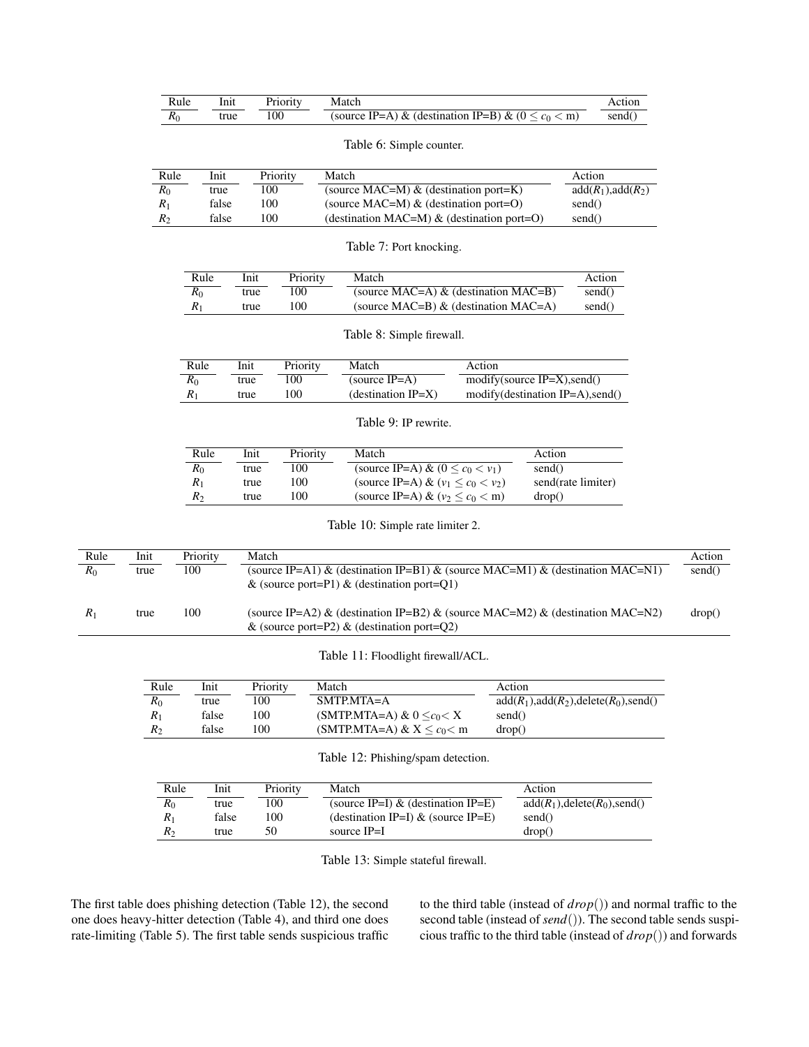| Rule | Init | Priority | Match | Action |
|---|---|---|---|---|
| $R_0$ | true | 100 | (source IP=A) & (destination IP=B) & ($0 \leq c_0 <$ m) | send() |

Table 6: Simple counter.

| Rule | Init | Priority | Match | Action |
|---|---|---|---|---|
| $R_0$ | true | 100 | (source MAC=M) & (destination port=K) | add($R_1$),add($R_2$) |
| $R_1$ | false | 100 | (source MAC=M) & (destination port=O) | send() |
| $R_2$ | false | 100 | (destination MAC=M) & (destination port=O) | send() |

Table 7: Port knocking.

| Rule | Init | Priority | Match | Action |
|---|---|---|---|---|
| $R_0$ | true | 100 | (source MAC=A) & (destination MAC=B) | send() |
| $R_1$ | true | 100 | (source MAC=B) & (destination MAC=A) | send() |

Table 8: Simple firewall.

| Rule | Init | Priority | Match | Action |
|---|---|---|---|---|
| $R_0$ | true | 100 | (source IP=A) | modify(source IP=X),send() |
| $R_1$ | true | 100 | (destination IP=X) | modify(destination IP=A),send() |

Table 9: IP rewrite.

| Rule | Init | Priority | Match | Action |
|---|---|---|---|---|
| $R_0$ | true | 100 | (source IP=A) & ($0 \leq c_0 < v_1$) | send() |
| $R_1$ | true | 100 | (source IP=A) & ($v_1 \leq c_0 < v_2$) | send(rate limiter) |
| $R_2$ | true | 100 | (source IP=A) & ($v_2 \leq c_0 <$ m) | drop() |

Table 10: Simple rate limiter 2.

| Rule | Init | Priority | Match | Action |
|---|---|---|---|---|
| $R_0$ | true | 100 | (source IP=A1) & (destination IP=B1) & (source MAC=M1) & (destination MAC=N1) & (source port=P1) & (destination port=Q1) | send() |
| $R_1$ | true | 100 | (source IP=A2) & (destination IP=B2) & (source MAC=M2) & (destination MAC=N2) & (source port=P2) & (destination port=Q2) | drop() |

Table 11: Floodlight firewall/ACL.

| Rule | Init | Priority | Match | Action |
|---|---|---|---|---|
| $R_0$ | true | 100 | SMTP.MTA=A | add($R_1$),add($R_2$),delete($R_0$),send() |
| $R_1$ | false | 100 | (SMTP.MTA=A) & $0 \leq c_0 <$ X | send() |
| $R_2$ | false | 100 | (SMTP.MTA=A) & X $\leq c_0 <$ m | drop() |

Table 12: Phishing/spam detection.

| Rule | Init | Priority | Match | Action |
|---|---|---|---|---|
| $R_0$ | true | 100 | (source IP=I) & (destination IP=E) | add($R_1$),delete($R_0$),send() |
| $R_1$ | false | 100 | (destination IP=I) & (source IP=E) | send() |
| $R_2$ | true | 50 | source IP=I | drop() |

Table 13: Simple stateful firewall.

The first table does phishing detection (Table 12), the second one does heavy-hitter detection (Table 4), and third one does rate-limiting (Table 5). The first table sends suspicious traffic to the third table (instead of $drop()$) and normal traffic to the second table (instead of $send()$). The second table sends suspicious traffic to the third table (instead of $drop()$) and forwards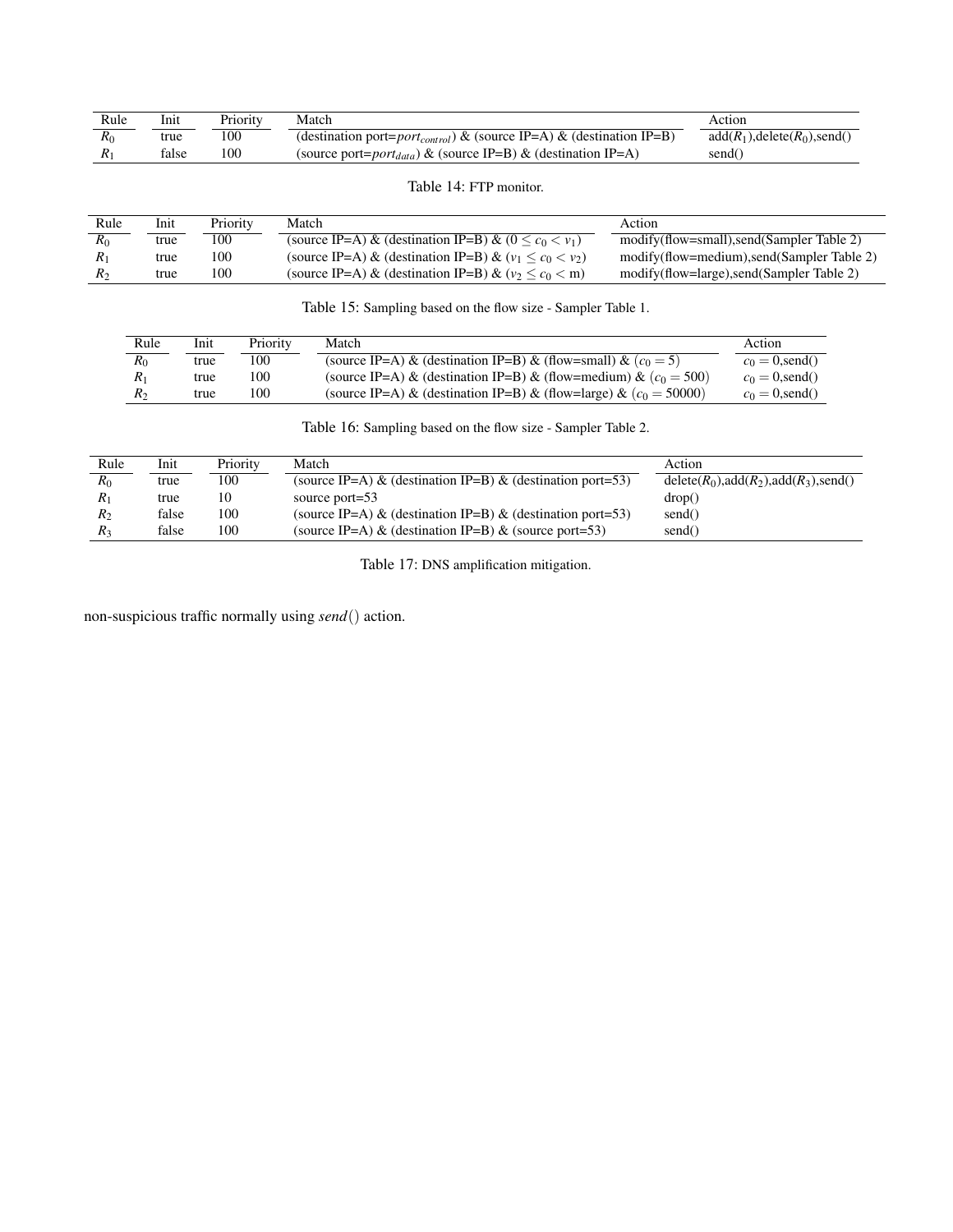| Rule | Init | Priority | Match | Action |
| --- | --- | --- | --- | --- |
| $R_0$ | true | 100 | (destination port=$port_{control}$) & (source IP=A) & (destination IP=B) | add($R_1$),delete($R_0$),send() |
| $R_1$ | false | 100 | (source port=$port_{data}$) & (source IP=B) & (destination IP=A) | send() |

Table 14: FTP monitor.

| Rule | Init | Priority | Match | Action |
| --- | --- | --- | --- | --- |
| $R_0$ | true | 100 | (source IP=A) & (destination IP=B) & ($0 \leq c_0 < v_1$) | modify(flow=small),send(Sampler Table 2) |
| $R_1$ | true | 100 | (source IP=A) & (destination IP=B) & ($v_1 \leq c_0 < v_2$) | modify(flow=medium),send(Sampler Table 2) |
| $R_2$ | true | 100 | (source IP=A) & (destination IP=B) & ($v_2 \leq c_0 <$ m) | modify(flow=large),send(Sampler Table 2) |

Table 15: Sampling based on the flow size - Sampler Table 1.

| Rule | Init | Priority | Match | Action |
| --- | --- | --- | --- | --- |
| $R_0$ | true | 100 | (source IP=A) & (destination IP=B) & (flow=small) & ($c_0 = 5$) | $c_0 = 0$,send() |
| $R_1$ | true | 100 | (source IP=A) & (destination IP=B) & (flow=medium) & ($c_0 = 500$) | $c_0 = 0$,send() |
| $R_2$ | true | 100 | (source IP=A) & (destination IP=B) & (flow=large) & ($c_0 = 50000$) | $c_0 = 0$,send() |

Table 16: Sampling based on the flow size - Sampler Table 2.

| Rule | Init | Priority | Match | Action |
| --- | --- | --- | --- | --- |
| $R_0$ | true | 100 | (source IP=A) & (destination IP=B) & (destination port=53) | delete($R_0$),add($R_2$),add($R_3$),send() |
| $R_1$ | true | 10 | source port=53 | drop() |
| $R_2$ | false | 100 | (source IP=A) & (destination IP=B) & (destination port=53) | send() |
| $R_3$ | false | 100 | (source IP=A) & (destination IP=B) & (source port=53) | send() |

Table 17: DNS amplification mitigation.

non-suspicious traffic normally using *send*() action.